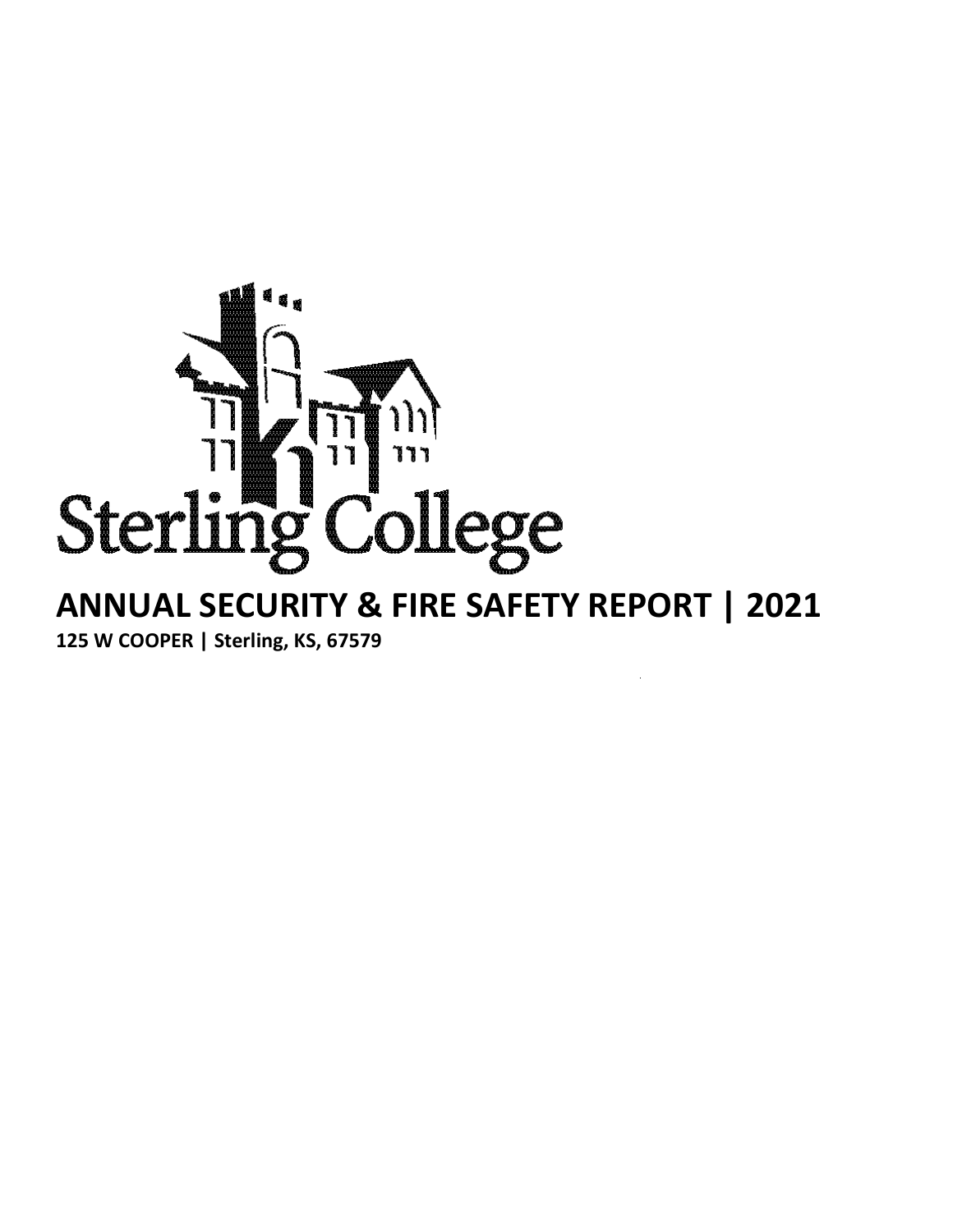Sterling College

# ANNUAL SECURITY & FIRE SAFETY REPORT | 2021

**125 W COOPER | Sterling, KS, 67579**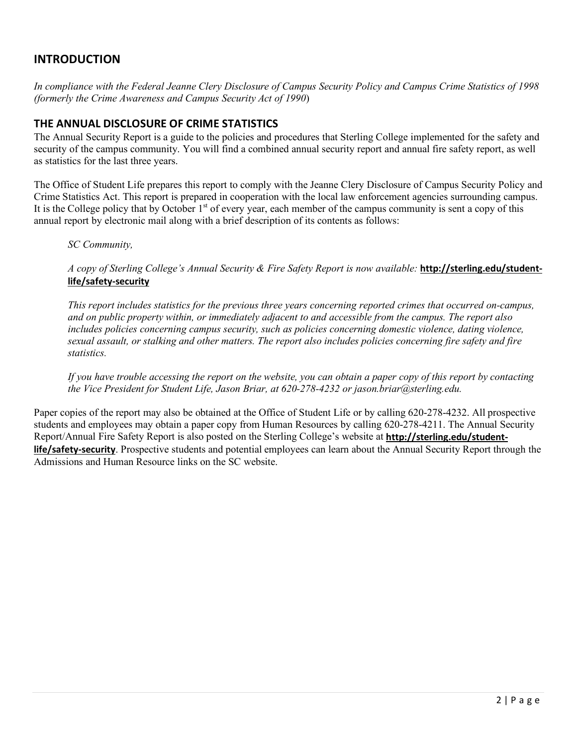## INTRODUCTION

*In compliance with the Federal Jeanne Clery Disclosure of Campus Security Policy and Campus Crime Statistics of 1998 (formerly the Crime Awareness and Campus Security Act of 1990*)

## THE ANNUAL DISCLOSURE OF CRIME STATISTICS

The Annual Security Report is a guide to the policies and procedures that Sterling College implemented for the safety and security of the campus community. You will find a combined annual security report and annual fire safety report, as well as statistics for the last three years.

The Office of Student Life prepares this report to comply with the Jeanne Clery Disclosure of Campus Security Policy and Crime Statistics Act. This report is prepared in cooperation with the local law enforcement agencies surrounding campus. It is the College policy that by October 1st of every year, each member of the campus community is sent a copy of this annual report by electronic mail along with a brief description of its contents as follows:

> *SC Community,*
>
> *A copy of Sterling College's Annual Security & Fire Safety Report is now available:* **http://sterling.edu/student-life/safety-security**
>
> *This report includes statistics for the previous three years concerning reported crimes that occurred on-campus, and on public property within, or immediately adjacent to and accessible from the campus. The report also includes policies concerning campus security, such as policies concerning domestic violence, dating violence, sexual assault, or stalking and other matters. The report also includes policies concerning fire safety and fire statistics.*
>
> *If you have trouble accessing the report on the website, you can obtain a paper copy of this report by contacting the Vice President for Student Life, Jason Briar, at 620-278-4232 or jason.briar@sterling.edu.*

Paper copies of the report may also be obtained at the Office of Student Life or by calling 620-278-4232. All prospective students and employees may obtain a paper copy from Human Resources by calling 620-278-4211. The Annual Security Report/Annual Fire Safety Report is also posted on the Sterling College's website at **http://sterling.edu/student-life/safety-security**. Prospective students and potential employees can learn about the Annual Security Report through the Admissions and Human Resource links on the SC website.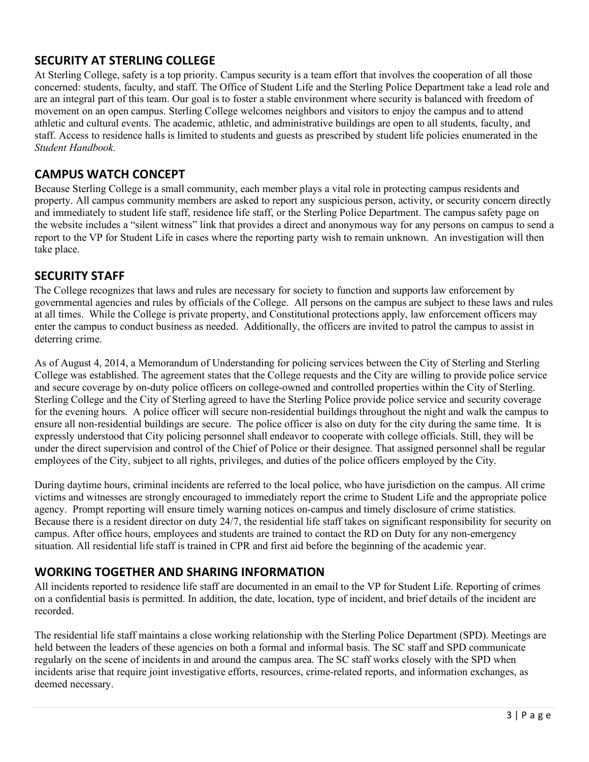## SECURITY AT STERLING COLLEGE

At Sterling College, safety is a top priority. Campus security is a team effort that involves the cooperation of all those concerned: students, faculty, and staff. The Office of Student Life and the Sterling Police Department take a lead role and are an integral part of this team. Our goal is to foster a stable environment where security is balanced with freedom of movement on an open campus. Sterling College welcomes neighbors and visitors to enjoy the campus and to attend athletic and cultural events. The academic, athletic, and administrative buildings are open to all students, faculty, and staff. Access to residence halls is limited to students and guests as prescribed by student life policies enumerated in the *Student Handbook.*

## CAMPUS WATCH CONCEPT

Because Sterling College is a small community, each member plays a vital role in protecting campus residents and property. All campus community members are asked to report any suspicious person, activity, or security concern directly and immediately to student life staff, residence life staff, or the Sterling Police Department. The campus safety page on the website includes a "silent witness" link that provides a direct and anonymous way for any persons on campus to send a report to the VP for Student Life in cases where the reporting party wish to remain unknown. An investigation will then take place.

## SECURITY STAFF

The College recognizes that laws and rules are necessary for society to function and supports law enforcement by governmental agencies and rules by officials of the College. All persons on the campus are subject to these laws and rules at all times. While the College is private property, and Constitutional protections apply, law enforcement officers may enter the campus to conduct business as needed. Additionally, the officers are invited to patrol the campus to assist in deterring crime.

As of August 4, 2014, a Memorandum of Understanding for policing services between the City of Sterling and Sterling College was established. The agreement states that the College requests and the City are willing to provide police service and secure coverage by on-duty police officers on college-owned and controlled properties within the City of Sterling. Sterling College and the City of Sterling agreed to have the Sterling Police provide police service and security coverage for the evening hours. A police officer will secure non-residential buildings throughout the night and walk the campus to ensure all non-residential buildings are secure. The police officer is also on duty for the city during the same time. It is expressly understood that City policing personnel shall endeavor to cooperate with college officials. Still, they will be under the direct supervision and control of the Chief of Police or their designee. That assigned personnel shall be regular employees of the City, subject to all rights, privileges, and duties of the police officers employed by the City.

During daytime hours, criminal incidents are referred to the local police, who have jurisdiction on the campus. All crime victims and witnesses are strongly encouraged to immediately report the crime to Student Life and the appropriate police agency. Prompt reporting will ensure timely warning notices on-campus and timely disclosure of crime statistics. Because there is a resident director on duty 24/7, the residential life staff takes on significant responsibility for security on campus. After office hours, employees and students are trained to contact the RD on Duty for any non-emergency situation. All residential life staff is trained in CPR and first aid before the beginning of the academic year.

## WORKING TOGETHER AND SHARING INFORMATION

All incidents reported to residence life staff are documented in an email to the VP for Student Life. Reporting of crimes on a confidential basis is permitted. In addition, the date, location, type of incident, and brief details of the incident are recorded.

The residential life staff maintains a close working relationship with the Sterling Police Department (SPD). Meetings are held between the leaders of these agencies on both a formal and informal basis. The SC staff and SPD communicate regularly on the scene of incidents in and around the campus area. The SC staff works closely with the SPD when incidents arise that require joint investigative efforts, resources, crime-related reports, and information exchanges, as deemed necessary.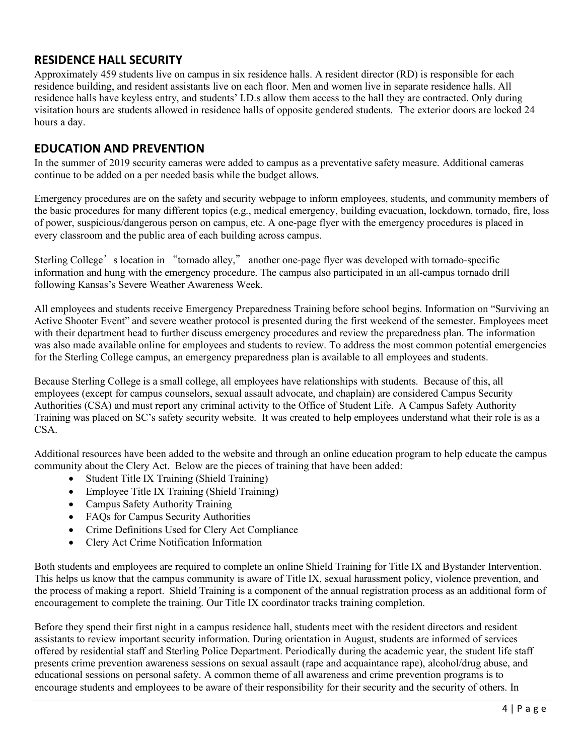## RESIDENCE HALL SECURITY

Approximately 459 students live on campus in six residence halls. A resident director (RD) is responsible for each residence building, and resident assistants live on each floor. Men and women live in separate residence halls. All residence halls have keyless entry, and students' I.D.s allow them access to the hall they are contracted. Only during visitation hours are students allowed in residence halls of opposite gendered students. The exterior doors are locked 24 hours a day.

## EDUCATION AND PREVENTION

In the summer of 2019 security cameras were added to campus as a preventative safety measure. Additional cameras continue to be added on a per needed basis while the budget allows.

Emergency procedures are on the safety and security webpage to inform employees, students, and community members of the basic procedures for many different topics (e.g., medical emergency, building evacuation, lockdown, tornado, fire, loss of power, suspicious/dangerous person on campus, etc. A one-page flyer with the emergency procedures is placed in every classroom and the public area of each building across campus.

Sterling College's location in "tornado alley," another one-page flyer was developed with tornado-specific information and hung with the emergency procedure. The campus also participated in an all-campus tornado drill following Kansas's Severe Weather Awareness Week.

All employees and students receive Emergency Preparedness Training before school begins. Information on "Surviving an Active Shooter Event" and severe weather protocol is presented during the first weekend of the semester. Employees meet with their department head to further discuss emergency procedures and review the preparedness plan. The information was also made available online for employees and students to review. To address the most common potential emergencies for the Sterling College campus, an emergency preparedness plan is available to all employees and students.

Because Sterling College is a small college, all employees have relationships with students. Because of this, all employees (except for campus counselors, sexual assault advocate, and chaplain) are considered Campus Security Authorities (CSA) and must report any criminal activity to the Office of Student Life. A Campus Safety Authority Training was placed on SC's safety security website. It was created to help employees understand what their role is as a CSA.

Additional resources have been added to the website and through an online education program to help educate the campus community about the Clery Act. Below are the pieces of training that have been added:

- Student Title IX Training (Shield Training)
- Employee Title IX Training (Shield Training)
- Campus Safety Authority Training
- FAQs for Campus Security Authorities
- Crime Definitions Used for Clery Act Compliance
- Clery Act Crime Notification Information

Both students and employees are required to complete an online Shield Training for Title IX and Bystander Intervention. This helps us know that the campus community is aware of Title IX, sexual harassment policy, violence prevention, and the process of making a report. Shield Training is a component of the annual registration process as an additional form of encouragement to complete the training. Our Title IX coordinator tracks training completion.

Before they spend their first night in a campus residence hall, students meet with the resident directors and resident assistants to review important security information. During orientation in August, students are informed of services offered by residential staff and Sterling Police Department. Periodically during the academic year, the student life staff presents crime prevention awareness sessions on sexual assault (rape and acquaintance rape), alcohol/drug abuse, and educational sessions on personal safety. A common theme of all awareness and crime prevention programs is to encourage students and employees to be aware of their responsibility for their security and the security of others. In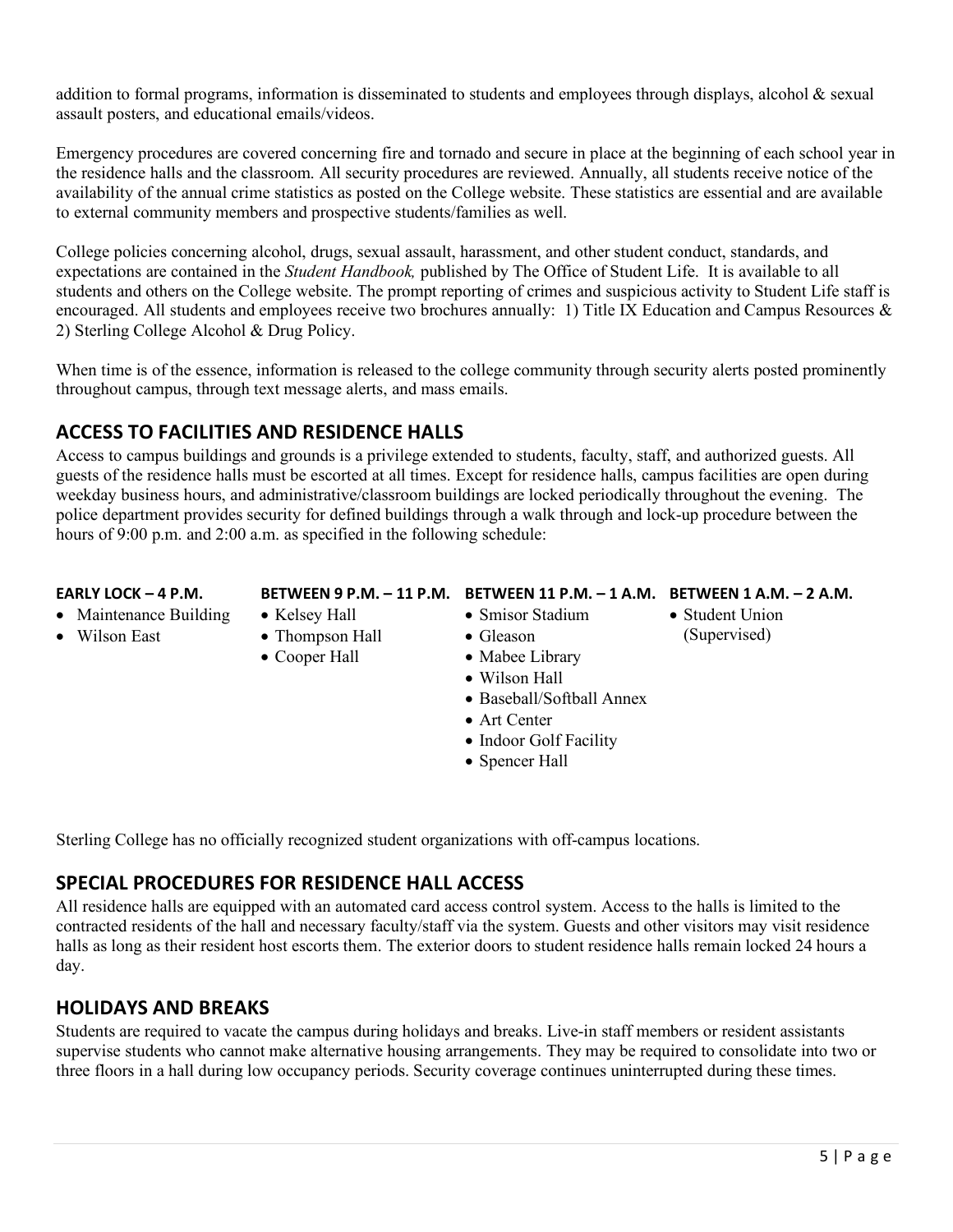addition to formal programs, information is disseminated to students and employees through displays, alcohol & sexual assault posters, and educational emails/videos.

Emergency procedures are covered concerning fire and tornado and secure in place at the beginning of each school year in the residence halls and the classroom. All security procedures are reviewed. Annually, all students receive notice of the availability of the annual crime statistics as posted on the College website. These statistics are essential and are available to external community members and prospective students/families as well.

College policies concerning alcohol, drugs, sexual assault, harassment, and other student conduct, standards, and expectations are contained in the *Student Handbook,* published by The Office of Student Life. It is available to all students and others on the College website. The prompt reporting of crimes and suspicious activity to Student Life staff is encouraged. All students and employees receive two brochures annually: 1) Title IX Education and Campus Resources & 2) Sterling College Alcohol & Drug Policy.

When time is of the essence, information is released to the college community through security alerts posted prominently throughout campus, through text message alerts, and mass emails.

## ACCESS TO FACILITIES AND RESIDENCE HALLS

Access to campus buildings and grounds is a privilege extended to students, faculty, staff, and authorized guests. All guests of the residence halls must be escorted at all times. Except for residence halls, campus facilities are open during weekday business hours, and administrative/classroom buildings are locked periodically throughout the evening. The police department provides security for defined buildings through a walk through and lock-up procedure between the hours of 9:00 p.m. and 2:00 a.m. as specified in the following schedule:

| EARLY LOCK – 4 P.M. | BETWEEN 9 P.M. – 11 P.M. | BETWEEN 11 P.M. – 1 A.M. | BETWEEN 1 A.M. – 2 A.M. |
|---|---|---|---|
| • Maintenance Building | • Kelsey Hall | • Smisor Stadium | • Student Union (Supervised) |
| • Wilson East | • Thompson Hall | • Gleason | |
| | • Cooper Hall | • Mabee Library | |
| | | • Wilson Hall | |
| | | • Baseball/Softball Annex | |
| | | • Art Center | |
| | | • Indoor Golf Facility | |
| | | • Spencer Hall | |

Sterling College has no officially recognized student organizations with off-campus locations.

## SPECIAL PROCEDURES FOR RESIDENCE HALL ACCESS

All residence halls are equipped with an automated card access control system. Access to the halls is limited to the contracted residents of the hall and necessary faculty/staff via the system. Guests and other visitors may visit residence halls as long as their resident host escorts them. The exterior doors to student residence halls remain locked 24 hours a day.

## HOLIDAYS AND BREAKS

Students are required to vacate the campus during holidays and breaks. Live-in staff members or resident assistants supervise students who cannot make alternative housing arrangements. They may be required to consolidate into two or three floors in a hall during low occupancy periods. Security coverage continues uninterrupted during these times.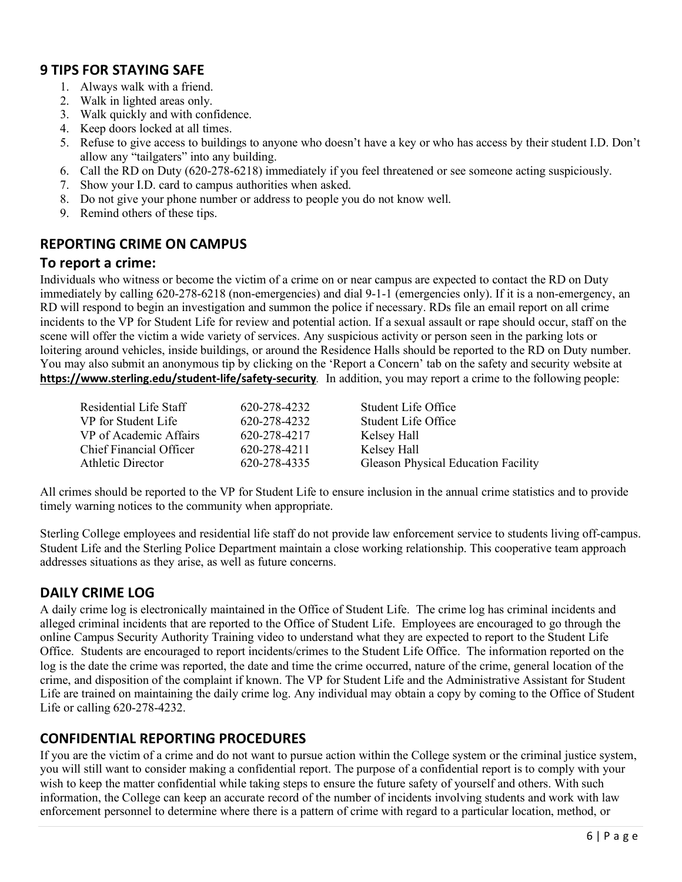## 9 TIPS FOR STAYING SAFE

1. Always walk with a friend.
2. Walk in lighted areas only.
3. Walk quickly and with confidence.
4. Keep doors locked at all times.
5. Refuse to give access to buildings to anyone who doesn't have a key or who has access by their student I.D. Don't allow any "tailgaters" into any building.
6. Call the RD on Duty (620-278-6218) immediately if you feel threatened or see someone acting suspiciously.
7. Show your I.D. card to campus authorities when asked.
8. Do not give your phone number or address to people you do not know well.
9. Remind others of these tips.

## REPORTING CRIME ON CAMPUS

### To report a crime:

Individuals who witness or become the victim of a crime on or near campus are expected to contact the RD on Duty immediately by calling 620-278-6218 (non-emergencies) and dial 9-1-1 (emergencies only). If it is a non-emergency, an RD will respond to begin an investigation and summon the police if necessary. RDs file an email report on all crime incidents to the VP for Student Life for review and potential action. If a sexual assault or rape should occur, staff on the scene will offer the victim a wide variety of services. Any suspicious activity or person seen in the parking lots or loitering around vehicles, inside buildings, or around the Residence Halls should be reported to the RD on Duty number. You may also submit an anonymous tip by clicking on the 'Report a Concern' tab on the safety and security website at **https://www.sterling.edu/student-life/safety-security**. In addition, you may report a crime to the following people:

| | | |
|---|---|---|
| Residential Life Staff | 620-278-4232 | Student Life Office |
| VP for Student Life | 620-278-4232 | Student Life Office |
| VP of Academic Affairs | 620-278-4217 | Kelsey Hall |
| Chief Financial Officer | 620-278-4211 | Kelsey Hall |
| Athletic Director | 620-278-4335 | Gleason Physical Education Facility |

All crimes should be reported to the VP for Student Life to ensure inclusion in the annual crime statistics and to provide timely warning notices to the community when appropriate.

Sterling College employees and residential life staff do not provide law enforcement service to students living off-campus. Student Life and the Sterling Police Department maintain a close working relationship. This cooperative team approach addresses situations as they arise, as well as future concerns.

## DAILY CRIME LOG

A daily crime log is electronically maintained in the Office of Student Life. The crime log has criminal incidents and alleged criminal incidents that are reported to the Office of Student Life. Employees are encouraged to go through the online Campus Security Authority Training video to understand what they are expected to report to the Student Life Office. Students are encouraged to report incidents/crimes to the Student Life Office. The information reported on the log is the date the crime was reported, the date and time the crime occurred, nature of the crime, general location of the crime, and disposition of the complaint if known. The VP for Student Life and the Administrative Assistant for Student Life are trained on maintaining the daily crime log. Any individual may obtain a copy by coming to the Office of Student Life or calling 620-278-4232.

## CONFIDENTIAL REPORTING PROCEDURES

If you are the victim of a crime and do not want to pursue action within the College system or the criminal justice system, you will still want to consider making a confidential report. The purpose of a confidential report is to comply with your wish to keep the matter confidential while taking steps to ensure the future safety of yourself and others. With such information, the College can keep an accurate record of the number of incidents involving students and work with law enforcement personnel to determine where there is a pattern of crime with regard to a particular location, method, or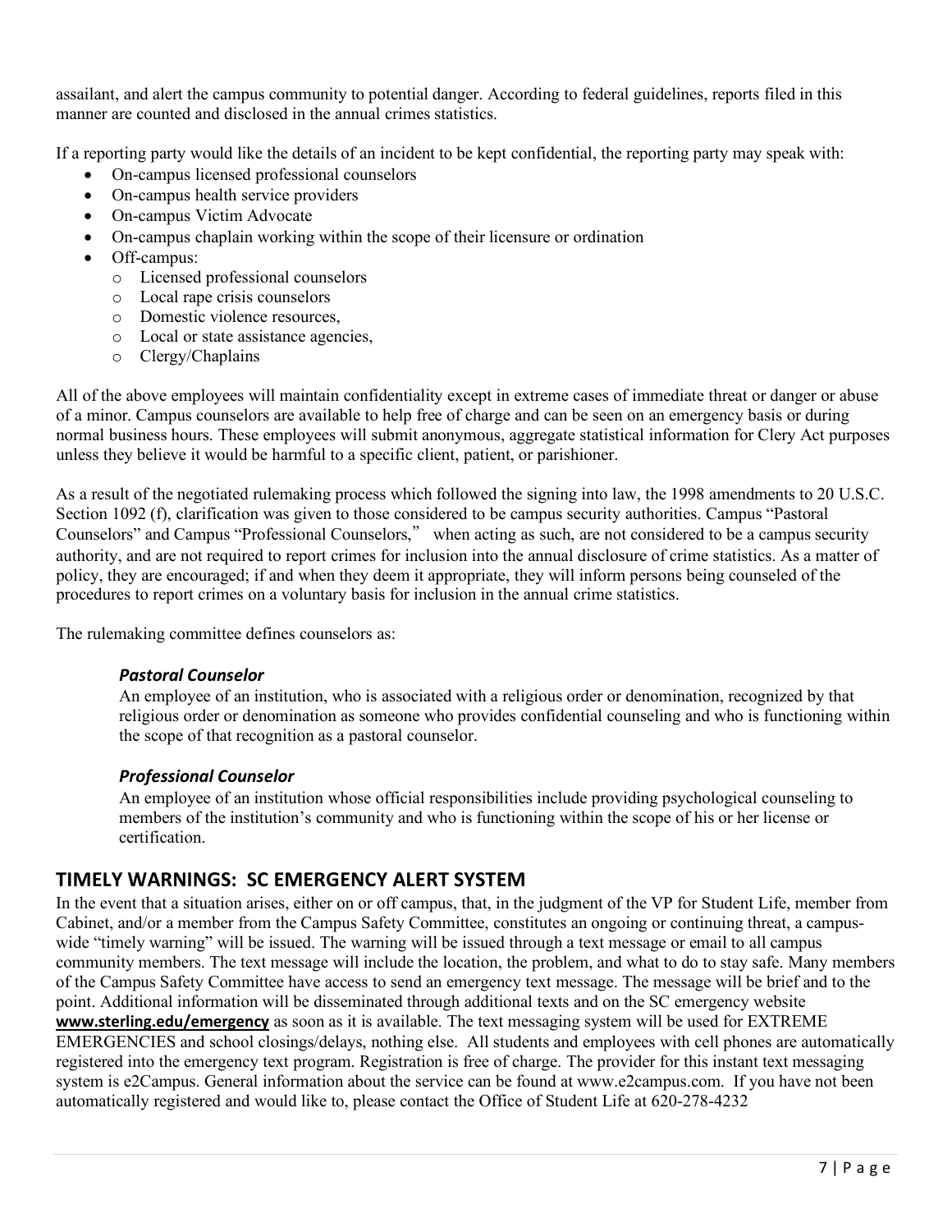assailant, and alert the campus community to potential danger. According to federal guidelines, reports filed in this manner are counted and disclosed in the annual crimes statistics.

If a reporting party would like the details of an incident to be kept confidential, the reporting party may speak with:

- On-campus licensed professional counselors
- On-campus health service providers
- On-campus Victim Advocate
- On-campus chaplain working within the scope of their licensure or ordination
- Off-campus:
  - Licensed professional counselors
  - Local rape crisis counselors
  - Domestic violence resources,
  - Local or state assistance agencies,
  - Clergy/Chaplains

All of the above employees will maintain confidentiality except in extreme cases of immediate threat or danger or abuse of a minor. Campus counselors are available to help free of charge and can be seen on an emergency basis or during normal business hours. These employees will submit anonymous, aggregate statistical information for Clery Act purposes unless they believe it would be harmful to a specific client, patient, or parishioner.

As a result of the negotiated rulemaking process which followed the signing into law, the 1998 amendments to 20 U.S.C. Section 1092 (f), clarification was given to those considered to be campus security authorities. Campus "Pastoral Counselors" and Campus "Professional Counselors," when acting as such, are not considered to be a campus security authority, and are not required to report crimes for inclusion into the annual disclosure of crime statistics. As a matter of policy, they are encouraged; if and when they deem it appropriate, they will inform persons being counseled of the procedures to report crimes on a voluntary basis for inclusion in the annual crime statistics.

The rulemaking committee defines counselors as:

***Pastoral Counselor***

An employee of an institution, who is associated with a religious order or denomination, recognized by that religious order or denomination as someone who provides confidential counseling and who is functioning within the scope of that recognition as a pastoral counselor.

***Professional Counselor***

An employee of an institution whose official responsibilities include providing psychological counseling to members of the institution's community and who is functioning within the scope of his or her license or certification.

## TIMELY WARNINGS: SC EMERGENCY ALERT SYSTEM

In the event that a situation arises, either on or off campus, that, in the judgment of the VP for Student Life, member from Cabinet, and/or a member from the Campus Safety Committee, constitutes an ongoing or continuing threat, a campus-wide "timely warning" will be issued. The warning will be issued through a text message or email to all campus community members. The text message will include the location, the problem, and what to do to stay safe. Many members of the Campus Safety Committee have access to send an emergency text message. The message will be brief and to the point. Additional information will be disseminated through additional texts and on the SC emergency website **www.sterling.edu/emergency** as soon as it is available. The text messaging system will be used for EXTREME EMERGENCIES and school closings/delays, nothing else. All students and employees with cell phones are automatically registered into the emergency text program. Registration is free of charge. The provider for this instant text messaging system is e2Campus. General information about the service can be found at www.e2campus.com. If you have not been automatically registered and would like to, please contact the Office of Student Life at 620-278-4232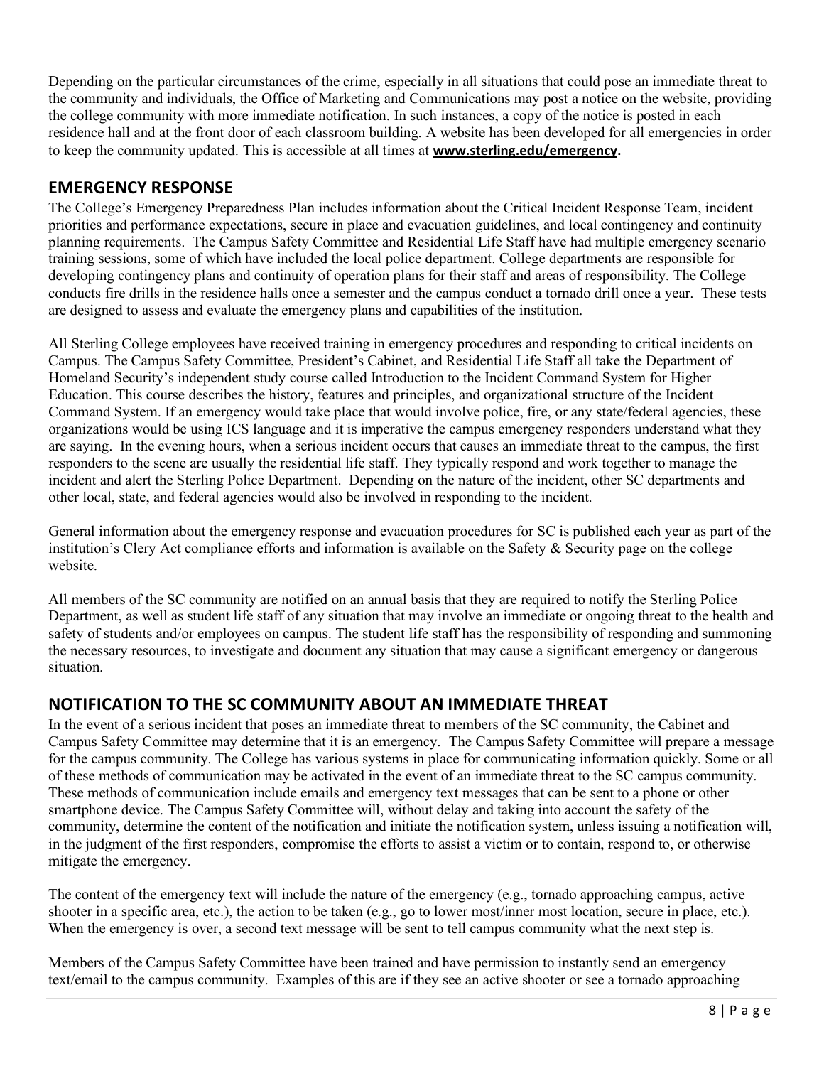Depending on the particular circumstances of the crime, especially in all situations that could pose an immediate threat to the community and individuals, the Office of Marketing and Communications may post a notice on the website, providing the college community with more immediate notification. In such instances, a copy of the notice is posted in each residence hall and at the front door of each classroom building. A website has been developed for all emergencies in order to keep the community updated. This is accessible at all times at **www.sterling.edu/emergency.**

## EMERGENCY RESPONSE

The College's Emergency Preparedness Plan includes information about the Critical Incident Response Team, incident priorities and performance expectations, secure in place and evacuation guidelines, and local contingency and continuity planning requirements. The Campus Safety Committee and Residential Life Staff have had multiple emergency scenario training sessions, some of which have included the local police department. College departments are responsible for developing contingency plans and continuity of operation plans for their staff and areas of responsibility. The College conducts fire drills in the residence halls once a semester and the campus conduct a tornado drill once a year. These tests are designed to assess and evaluate the emergency plans and capabilities of the institution.

All Sterling College employees have received training in emergency procedures and responding to critical incidents on Campus. The Campus Safety Committee, President's Cabinet, and Residential Life Staff all take the Department of Homeland Security's independent study course called Introduction to the Incident Command System for Higher Education. This course describes the history, features and principles, and organizational structure of the Incident Command System. If an emergency would take place that would involve police, fire, or any state/federal agencies, these organizations would be using ICS language and it is imperative the campus emergency responders understand what they are saying. In the evening hours, when a serious incident occurs that causes an immediate threat to the campus, the first responders to the scene are usually the residential life staff. They typically respond and work together to manage the incident and alert the Sterling Police Department. Depending on the nature of the incident, other SC departments and other local, state, and federal agencies would also be involved in responding to the incident.

General information about the emergency response and evacuation procedures for SC is published each year as part of the institution's Clery Act compliance efforts and information is available on the Safety & Security page on the college website.

All members of the SC community are notified on an annual basis that they are required to notify the Sterling Police Department, as well as student life staff of any situation that may involve an immediate or ongoing threat to the health and safety of students and/or employees on campus. The student life staff has the responsibility of responding and summoning the necessary resources, to investigate and document any situation that may cause a significant emergency or dangerous situation.

## NOTIFICATION TO THE SC COMMUNITY ABOUT AN IMMEDIATE THREAT

In the event of a serious incident that poses an immediate threat to members of the SC community, the Cabinet and Campus Safety Committee may determine that it is an emergency. The Campus Safety Committee will prepare a message for the campus community. The College has various systems in place for communicating information quickly. Some or all of these methods of communication may be activated in the event of an immediate threat to the SC campus community. These methods of communication include emails and emergency text messages that can be sent to a phone or other smartphone device. The Campus Safety Committee will, without delay and taking into account the safety of the community, determine the content of the notification and initiate the notification system, unless issuing a notification will, in the judgment of the first responders, compromise the efforts to assist a victim or to contain, respond to, or otherwise mitigate the emergency.

The content of the emergency text will include the nature of the emergency (e.g., tornado approaching campus, active shooter in a specific area, etc.), the action to be taken (e.g., go to lower most/inner most location, secure in place, etc.). When the emergency is over, a second text message will be sent to tell campus community what the next step is.

Members of the Campus Safety Committee have been trained and have permission to instantly send an emergency text/email to the campus community. Examples of this are if they see an active shooter or see a tornado approaching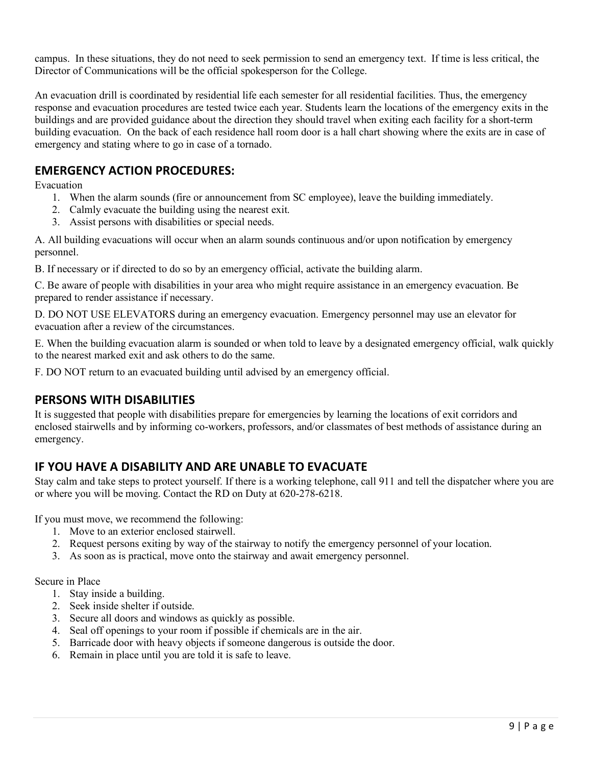campus. In these situations, they do not need to seek permission to send an emergency text. If time is less critical, the Director of Communications will be the official spokesperson for the College.

An evacuation drill is coordinated by residential life each semester for all residential facilities. Thus, the emergency response and evacuation procedures are tested twice each year. Students learn the locations of the emergency exits in the buildings and are provided guidance about the direction they should travel when exiting each facility for a short-term building evacuation. On the back of each residence hall room door is a hall chart showing where the exits are in case of emergency and stating where to go in case of a tornado.

## EMERGENCY ACTION PROCEDURES:

Evacuation

1. When the alarm sounds (fire or announcement from SC employee), leave the building immediately.
2. Calmly evacuate the building using the nearest exit.
3. Assist persons with disabilities or special needs.

A. All building evacuations will occur when an alarm sounds continuous and/or upon notification by emergency personnel.

B. If necessary or if directed to do so by an emergency official, activate the building alarm.

C. Be aware of people with disabilities in your area who might require assistance in an emergency evacuation. Be prepared to render assistance if necessary.

D. DO NOT USE ELEVATORS during an emergency evacuation. Emergency personnel may use an elevator for evacuation after a review of the circumstances.

E. When the building evacuation alarm is sounded or when told to leave by a designated emergency official, walk quickly to the nearest marked exit and ask others to do the same.

F. DO NOT return to an evacuated building until advised by an emergency official.

## PERSONS WITH DISABILITIES

It is suggested that people with disabilities prepare for emergencies by learning the locations of exit corridors and enclosed stairwells and by informing co-workers, professors, and/or classmates of best methods of assistance during an emergency.

## IF YOU HAVE A DISABILITY AND ARE UNABLE TO EVACUATE

Stay calm and take steps to protect yourself. If there is a working telephone, call 911 and tell the dispatcher where you are or where you will be moving. Contact the RD on Duty at 620-278-6218.

If you must move, we recommend the following:

1. Move to an exterior enclosed stairwell.
2. Request persons exiting by way of the stairway to notify the emergency personnel of your location.
3. As soon as is practical, move onto the stairway and await emergency personnel.

Secure in Place

1. Stay inside a building.
2. Seek inside shelter if outside.
3. Secure all doors and windows as quickly as possible.
4. Seal off openings to your room if possible if chemicals are in the air.
5. Barricade door with heavy objects if someone dangerous is outside the door.
6. Remain in place until you are told it is safe to leave.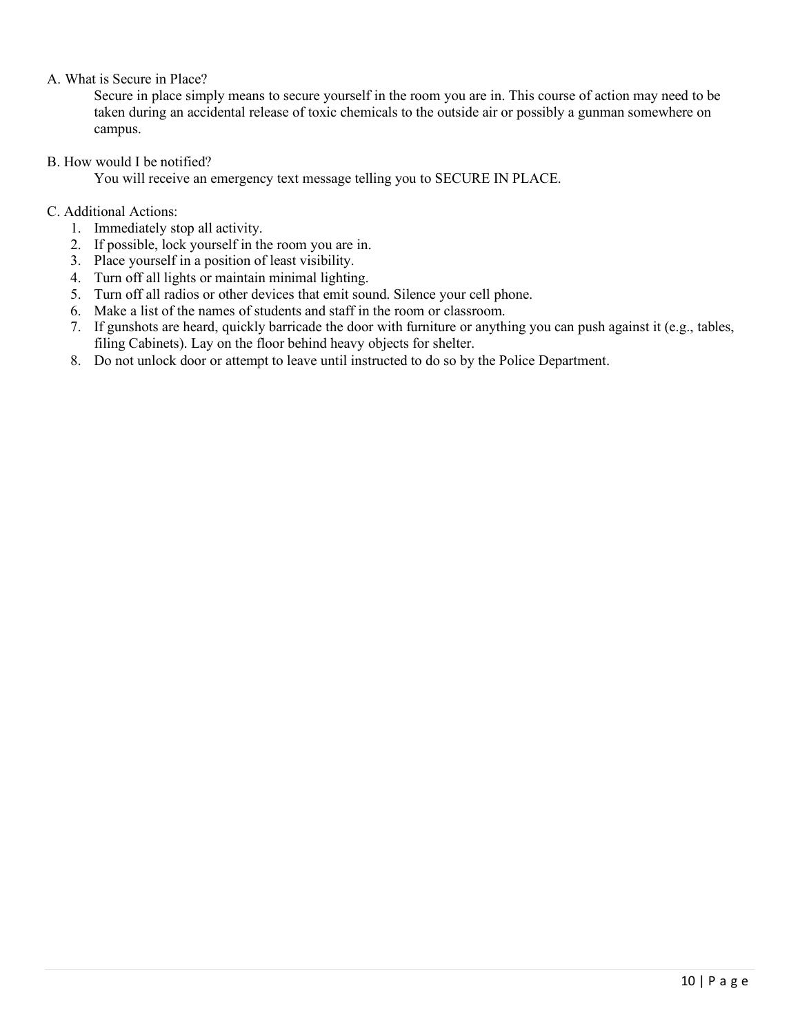A. What is Secure in Place?

Secure in place simply means to secure yourself in the room you are in. This course of action may need to be taken during an accidental release of toxic chemicals to the outside air or possibly a gunman somewhere on campus.

B. How would I be notified?

You will receive an emergency text message telling you to SECURE IN PLACE.

C. Additional Actions:

1. Immediately stop all activity.
2. If possible, lock yourself in the room you are in.
3. Place yourself in a position of least visibility.
4. Turn off all lights or maintain minimal lighting.
5. Turn off all radios or other devices that emit sound. Silence your cell phone.
6. Make a list of the names of students and staff in the room or classroom.
7. If gunshots are heard, quickly barricade the door with furniture or anything you can push against it (e.g., tables, filing Cabinets). Lay on the floor behind heavy objects for shelter.
8. Do not unlock door or attempt to leave until instructed to do so by the Police Department.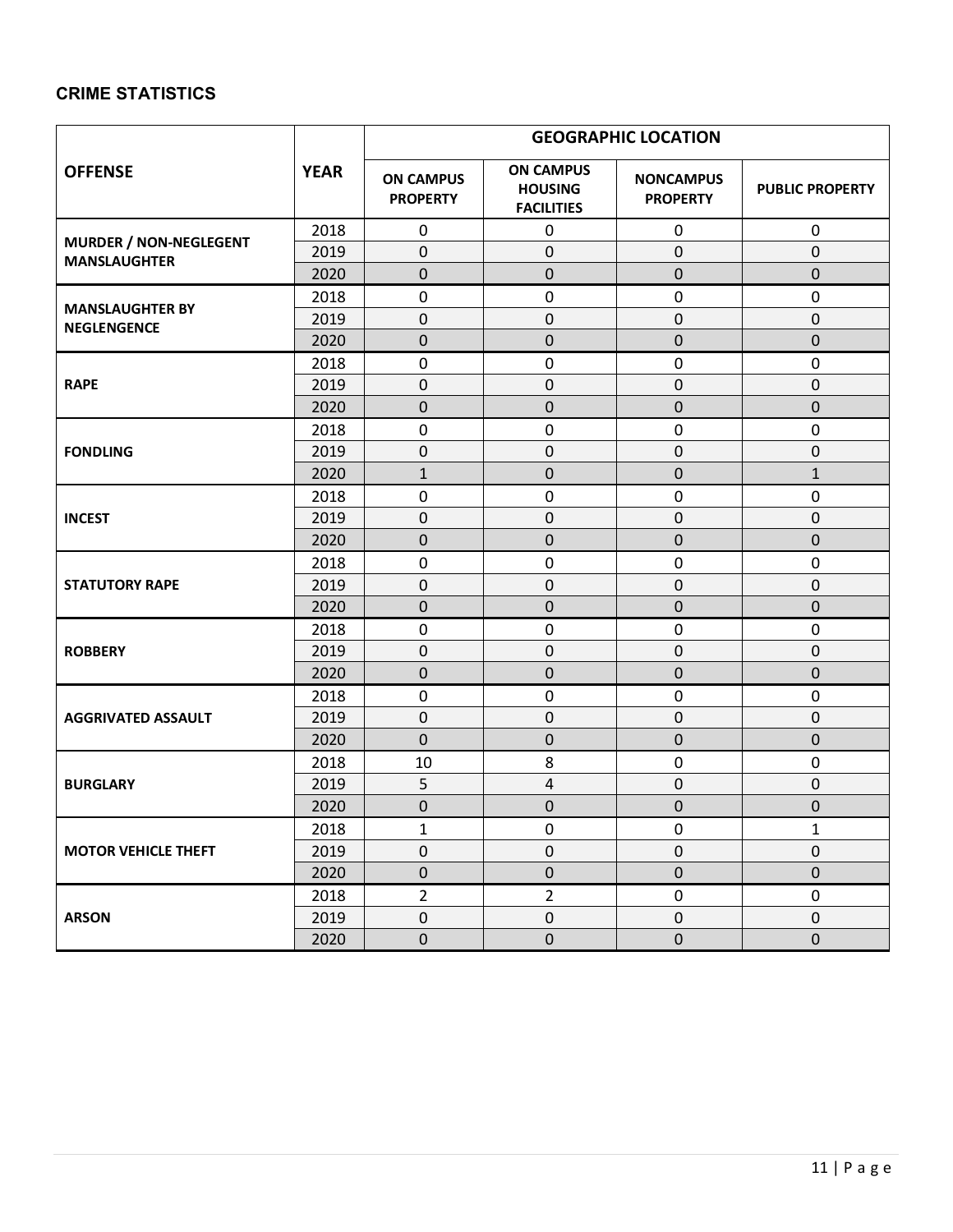## CRIME STATISTICS

| OFFENSE | YEAR | GEOGRAPHIC LOCATION | | | |
|---|---|---|---|---|---|
| | | ON CAMPUS PROPERTY | ON CAMPUS HOUSING FACILITIES | NONCAMPUS PROPERTY | PUBLIC PROPERTY |
| MURDER / NON-NEGLEGENT MANSLAUGHTER | 2018 | 0 | 0 | 0 | 0 |
| | 2019 | 0 | 0 | 0 | 0 |
| | 2020 | 0 | 0 | 0 | 0 |
| MANSLAUGHTER BY NEGLENGENCE | 2018 | 0 | 0 | 0 | 0 |
| | 2019 | 0 | 0 | 0 | 0 |
| | 2020 | 0 | 0 | 0 | 0 |
| RAPE | 2018 | 0 | 0 | 0 | 0 |
| | 2019 | 0 | 0 | 0 | 0 |
| | 2020 | 0 | 0 | 0 | 0 |
| FONDLING | 2018 | 0 | 0 | 0 | 0 |
| | 2019 | 0 | 0 | 0 | 0 |
| | 2020 | 1 | 0 | 0 | 1 |
| INCEST | 2018 | 0 | 0 | 0 | 0 |
| | 2019 | 0 | 0 | 0 | 0 |
| | 2020 | 0 | 0 | 0 | 0 |
| STATUTORY RAPE | 2018 | 0 | 0 | 0 | 0 |
| | 2019 | 0 | 0 | 0 | 0 |
| | 2020 | 0 | 0 | 0 | 0 |
| ROBBERY | 2018 | 0 | 0 | 0 | 0 |
| | 2019 | 0 | 0 | 0 | 0 |
| | 2020 | 0 | 0 | 0 | 0 |
| AGGRIVATED ASSAULT | 2018 | 0 | 0 | 0 | 0 |
| | 2019 | 0 | 0 | 0 | 0 |
| | 2020 | 0 | 0 | 0 | 0 |
| BURGLARY | 2018 | 10 | 8 | 0 | 0 |
| | 2019 | 5 | 4 | 0 | 0 |
| | 2020 | 0 | 0 | 0 | 0 |
| MOTOR VEHICLE THEFT | 2018 | 1 | 0 | 0 | 1 |
| | 2019 | 0 | 0 | 0 | 0 |
| | 2020 | 0 | 0 | 0 | 0 |
| ARSON | 2018 | 2 | 2 | 0 | 0 |
| | 2019 | 0 | 0 | 0 | 0 |
| | 2020 | 0 | 0 | 0 | 0 |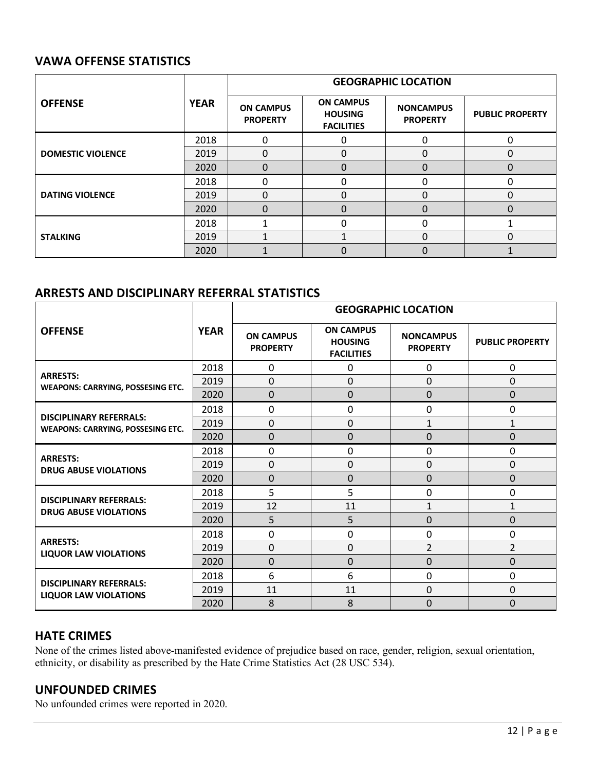## VAWA OFFENSE STATISTICS

| OFFENSE | YEAR | GEOGRAPHIC LOCATION | | | |
|---|---|---|---|---|---|
| | | ON CAMPUS PROPERTY | ON CAMPUS HOUSING FACILITIES | NONCAMPUS PROPERTY | PUBLIC PROPERTY |
| DOMESTIC VIOLENCE | 2018 | 0 | 0 | 0 | 0 |
| | 2019 | 0 | 0 | 0 | 0 |
| | 2020 | 0 | 0 | 0 | 0 |
| DATING VIOLENCE | 2018 | 0 | 0 | 0 | 0 |
| | 2019 | 0 | 0 | 0 | 0 |
| | 2020 | 0 | 0 | 0 | 0 |
| STALKING | 2018 | 1 | 0 | 0 | 1 |
| | 2019 | 1 | 1 | 0 | 0 |
| | 2020 | 1 | 0 | 0 | 1 |

## ARRESTS AND DISCIPLINARY REFERRAL STATISTICS

| OFFENSE | YEAR | GEOGRAPHIC LOCATION | | | |
|---|---|---|---|---|---|
| | | ON CAMPUS PROPERTY | ON CAMPUS HOUSING FACILITIES | NONCAMPUS PROPERTY | PUBLIC PROPERTY |
| ARRESTS: WEAPONS: CARRYING, POSSESING ETC. | 2018 | 0 | 0 | 0 | 0 |
| | 2019 | 0 | 0 | 0 | 0 |
| | 2020 | 0 | 0 | 0 | 0 |
| DISCIPLINARY REFERRALS: WEAPONS: CARRYING, POSSESING ETC. | 2018 | 0 | 0 | 0 | 0 |
| | 2019 | 0 | 0 | 1 | 1 |
| | 2020 | 0 | 0 | 0 | 0 |
| ARRESTS: DRUG ABUSE VIOLATIONS | 2018 | 0 | 0 | 0 | 0 |
| | 2019 | 0 | 0 | 0 | 0 |
| | 2020 | 0 | 0 | 0 | 0 |
| DISCIPLINARY REFERRALS: DRUG ABUSE VIOLATIONS | 2018 | 5 | 5 | 0 | 0 |
| | 2019 | 12 | 11 | 1 | 1 |
| | 2020 | 5 | 5 | 0 | 0 |
| ARRESTS: LIQUOR LAW VIOLATIONS | 2018 | 0 | 0 | 0 | 0 |
| | 2019 | 0 | 0 | 2 | 2 |
| | 2020 | 0 | 0 | 0 | 0 |
| DISCIPLINARY REFERRALS: LIQUOR LAW VIOLATIONS | 2018 | 6 | 6 | 0 | 0 |
| | 2019 | 11 | 11 | 0 | 0 |
| | 2020 | 8 | 8 | 0 | 0 |

## HATE CRIMES

None of the crimes listed above-manifested evidence of prejudice based on race, gender, religion, sexual orientation, ethnicity, or disability as prescribed by the Hate Crime Statistics Act (28 USC 534).

## UNFOUNDED CRIMES

No unfounded crimes were reported in 2020.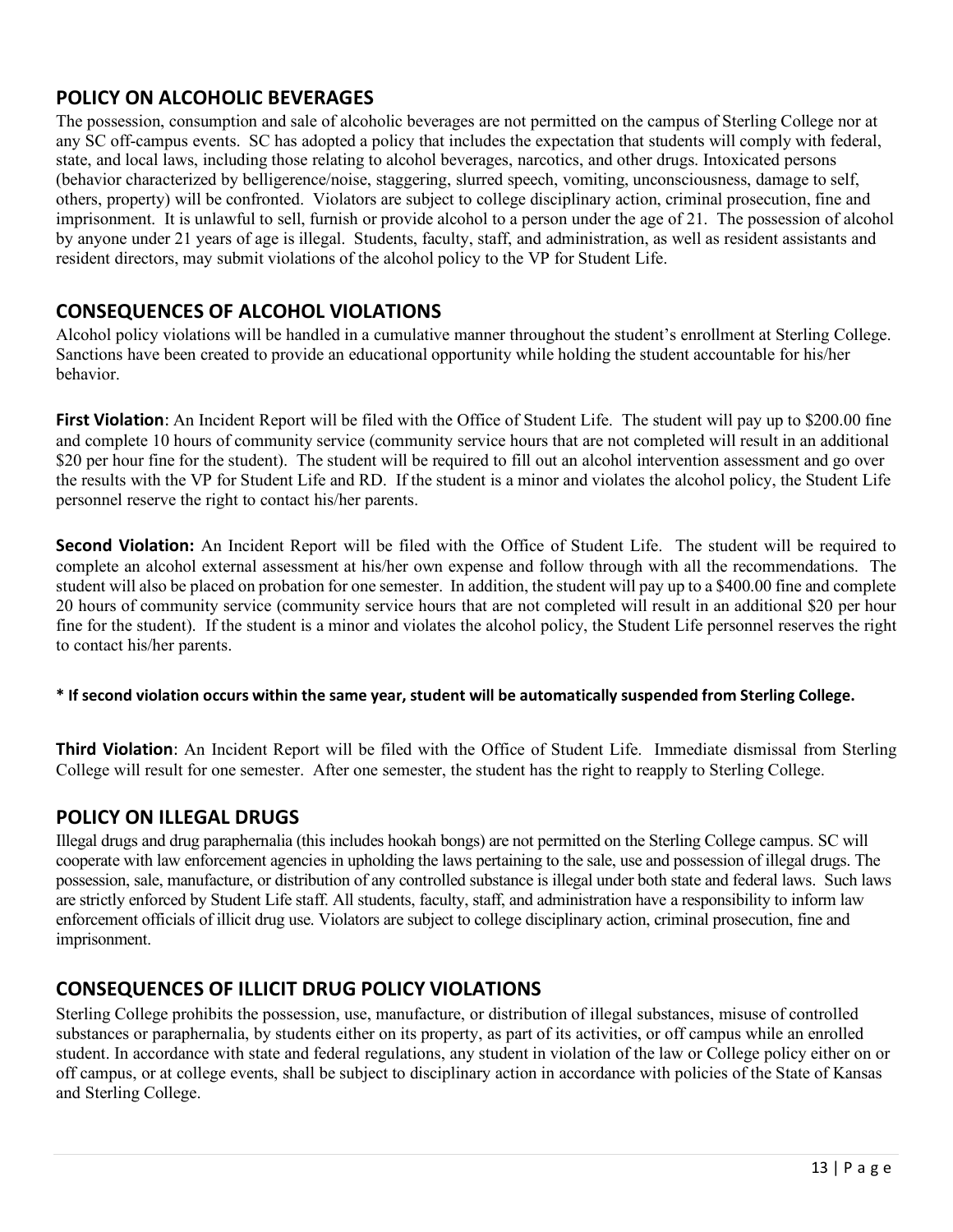## POLICY ON ALCOHOLIC BEVERAGES

The possession, consumption and sale of alcoholic beverages are not permitted on the campus of Sterling College nor at any SC off-campus events. SC has adopted a policy that includes the expectation that students will comply with federal, state, and local laws, including those relating to alcohol beverages, narcotics, and other drugs. Intoxicated persons (behavior characterized by belligerence/noise, staggering, slurred speech, vomiting, unconsciousness, damage to self, others, property) will be confronted. Violators are subject to college disciplinary action, criminal prosecution, fine and imprisonment. It is unlawful to sell, furnish or provide alcohol to a person under the age of 21. The possession of alcohol by anyone under 21 years of age is illegal. Students, faculty, staff, and administration, as well as resident assistants and resident directors, may submit violations of the alcohol policy to the VP for Student Life.

## CONSEQUENCES OF ALCOHOL VIOLATIONS

Alcohol policy violations will be handled in a cumulative manner throughout the student's enrollment at Sterling College. Sanctions have been created to provide an educational opportunity while holding the student accountable for his/her behavior.

**First Violation**: An Incident Report will be filed with the Office of Student Life. The student will pay up to $200.00 fine and complete 10 hours of community service (community service hours that are not completed will result in an additional $20 per hour fine for the student). The student will be required to fill out an alcohol intervention assessment and go over the results with the VP for Student Life and RD. If the student is a minor and violates the alcohol policy, the Student Life personnel reserve the right to contact his/her parents.

**Second Violation:** An Incident Report will be filed with the Office of Student Life. The student will be required to complete an alcohol external assessment at his/her own expense and follow through with all the recommendations. The student will also be placed on probation for one semester. In addition, the student will pay up to a $400.00 fine and complete 20 hours of community service (community service hours that are not completed will result in an additional $20 per hour fine for the student). If the student is a minor and violates the alcohol policy, the Student Life personnel reserves the right to contact his/her parents.

**\* If second violation occurs within the same year, student will be automatically suspended from Sterling College.**

**Third Violation**: An Incident Report will be filed with the Office of Student Life. Immediate dismissal from Sterling College will result for one semester. After one semester, the student has the right to reapply to Sterling College.

## POLICY ON ILLEGAL DRUGS

Illegal drugs and drug paraphernalia (this includes hookah bongs) are not permitted on the Sterling College campus. SC will cooperate with law enforcement agencies in upholding the laws pertaining to the sale, use and possession of illegal drugs. The possession, sale, manufacture, or distribution of any controlled substance is illegal under both state and federal laws. Such laws are strictly enforced by Student Life staff. All students, faculty, staff, and administration have a responsibility to inform law enforcement officials of illicit drug use. Violators are subject to college disciplinary action, criminal prosecution, fine and imprisonment.

## CONSEQUENCES OF ILLICIT DRUG POLICY VIOLATIONS

Sterling College prohibits the possession, use, manufacture, or distribution of illegal substances, misuse of controlled substances or paraphernalia, by students either on its property, as part of its activities, or off campus while an enrolled student. In accordance with state and federal regulations, any student in violation of the law or College policy either on or off campus, or at college events, shall be subject to disciplinary action in accordance with policies of the State of Kansas and Sterling College.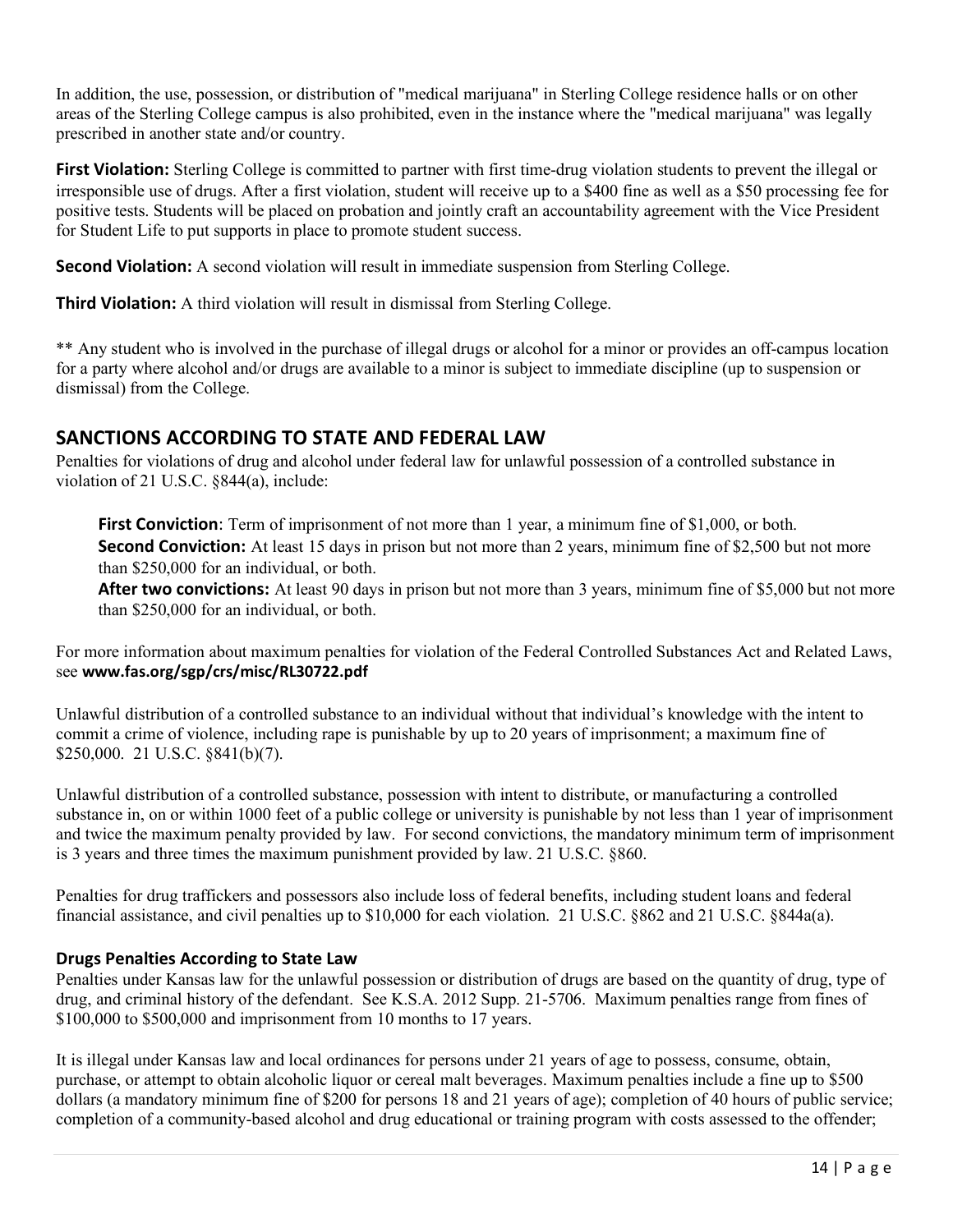In addition, the use, possession, or distribution of "medical marijuana" in Sterling College residence halls or on other areas of the Sterling College campus is also prohibited, even in the instance where the "medical marijuana" was legally prescribed in another state and/or country.

**First Violation:** Sterling College is committed to partner with first time-drug violation students to prevent the illegal or irresponsible use of drugs. After a first violation, student will receive up to a $400 fine as well as a $50 processing fee for positive tests. Students will be placed on probation and jointly craft an accountability agreement with the Vice President for Student Life to put supports in place to promote student success.

**Second Violation:** A second violation will result in immediate suspension from Sterling College.

**Third Violation:** A third violation will result in dismissal from Sterling College.

** Any student who is involved in the purchase of illegal drugs or alcohol for a minor or provides an off-campus location for a party where alcohol and/or drugs are available to a minor is subject to immediate discipline (up to suspension or dismissal) from the College.

## SANCTIONS ACCORDING TO STATE AND FEDERAL LAW

Penalties for violations of drug and alcohol under federal law for unlawful possession of a controlled substance in violation of 21 U.S.C. §844(a), include:

**First Conviction**: Term of imprisonment of not more than 1 year, a minimum fine of $1,000, or both.
**Second Conviction:** At least 15 days in prison but not more than 2 years, minimum fine of $2,500 but not more than $250,000 for an individual, or both.
**After two convictions:** At least 90 days in prison but not more than 3 years, minimum fine of $5,000 but not more than $250,000 for an individual, or both.

For more information about maximum penalties for violation of the Federal Controlled Substances Act and Related Laws, see **www.fas.org/sgp/crs/misc/RL30722.pdf**

Unlawful distribution of a controlled substance to an individual without that individual's knowledge with the intent to commit a crime of violence, including rape is punishable by up to 20 years of imprisonment; a maximum fine of $250,000. 21 U.S.C. §841(b)(7).

Unlawful distribution of a controlled substance, possession with intent to distribute, or manufacturing a controlled substance in, on or within 1000 feet of a public college or university is punishable by not less than 1 year of imprisonment and twice the maximum penalty provided by law. For second convictions, the mandatory minimum term of imprisonment is 3 years and three times the maximum punishment provided by law. 21 U.S.C. §860.

Penalties for drug traffickers and possessors also include loss of federal benefits, including student loans and federal financial assistance, and civil penalties up to $10,000 for each violation. 21 U.S.C. §862 and 21 U.S.C. §844a(a).

### Drugs Penalties According to State Law

Penalties under Kansas law for the unlawful possession or distribution of drugs are based on the quantity of drug, type of drug, and criminal history of the defendant. See K.S.A. 2012 Supp. 21-5706. Maximum penalties range from fines of $100,000 to $500,000 and imprisonment from 10 months to 17 years.

It is illegal under Kansas law and local ordinances for persons under 21 years of age to possess, consume, obtain, purchase, or attempt to obtain alcoholic liquor or cereal malt beverages. Maximum penalties include a fine up to $500 dollars (a mandatory minimum fine of $200 for persons 18 and 21 years of age); completion of 40 hours of public service; completion of a community-based alcohol and drug educational or training program with costs assessed to the offender;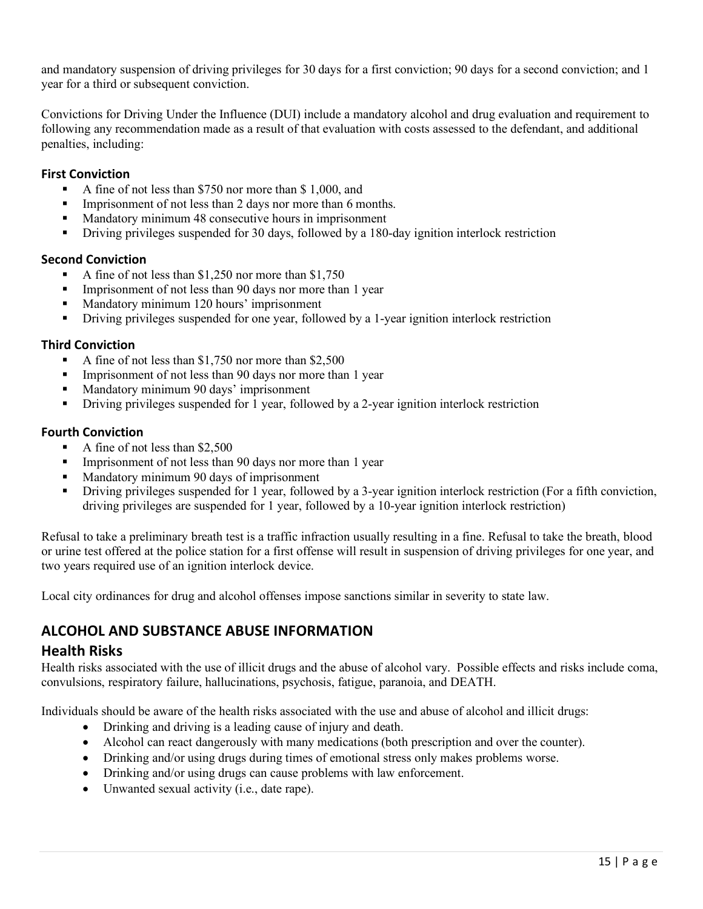and mandatory suspension of driving privileges for 30 days for a first conviction; 90 days for a second conviction; and 1 year for a third or subsequent conviction.

Convictions for Driving Under the Influence (DUI) include a mandatory alcohol and drug evaluation and requirement to following any recommendation made as a result of that evaluation with costs assessed to the defendant, and additional penalties, including:

### First Conviction

- A fine of not less than $750 nor more than $ 1,000, and
- Imprisonment of not less than 2 days nor more than 6 months.
- Mandatory minimum 48 consecutive hours in imprisonment
- Driving privileges suspended for 30 days, followed by a 180-day ignition interlock restriction

### Second Conviction

- A fine of not less than $1,250 nor more than $1,750
- Imprisonment of not less than 90 days nor more than 1 year
- Mandatory minimum 120 hours' imprisonment
- Driving privileges suspended for one year, followed by a 1-year ignition interlock restriction

### Third Conviction

- A fine of not less than $1,750 nor more than $2,500
- Imprisonment of not less than 90 days nor more than 1 year
- Mandatory minimum 90 days' imprisonment
- Driving privileges suspended for 1 year, followed by a 2-year ignition interlock restriction

### Fourth Conviction

- A fine of not less than $2,500
- Imprisonment of not less than 90 days nor more than 1 year
- Mandatory minimum 90 days of imprisonment
- Driving privileges suspended for 1 year, followed by a 3-year ignition interlock restriction (For a fifth conviction, driving privileges are suspended for 1 year, followed by a 10-year ignition interlock restriction)

Refusal to take a preliminary breath test is a traffic infraction usually resulting in a fine. Refusal to take the breath, blood or urine test offered at the police station for a first offense will result in suspension of driving privileges for one year, and two years required use of an ignition interlock device.

Local city ordinances for drug and alcohol offenses impose sanctions similar in severity to state law.

## ALCOHOL AND SUBSTANCE ABUSE INFORMATION

## Health Risks

Health risks associated with the use of illicit drugs and the abuse of alcohol vary. Possible effects and risks include coma, convulsions, respiratory failure, hallucinations, psychosis, fatigue, paranoia, and DEATH.

Individuals should be aware of the health risks associated with the use and abuse of alcohol and illicit drugs:

- Drinking and driving is a leading cause of injury and death.
- Alcohol can react dangerously with many medications (both prescription and over the counter).
- Drinking and/or using drugs during times of emotional stress only makes problems worse.
- Drinking and/or using drugs can cause problems with law enforcement.
- Unwanted sexual activity (i.e., date rape).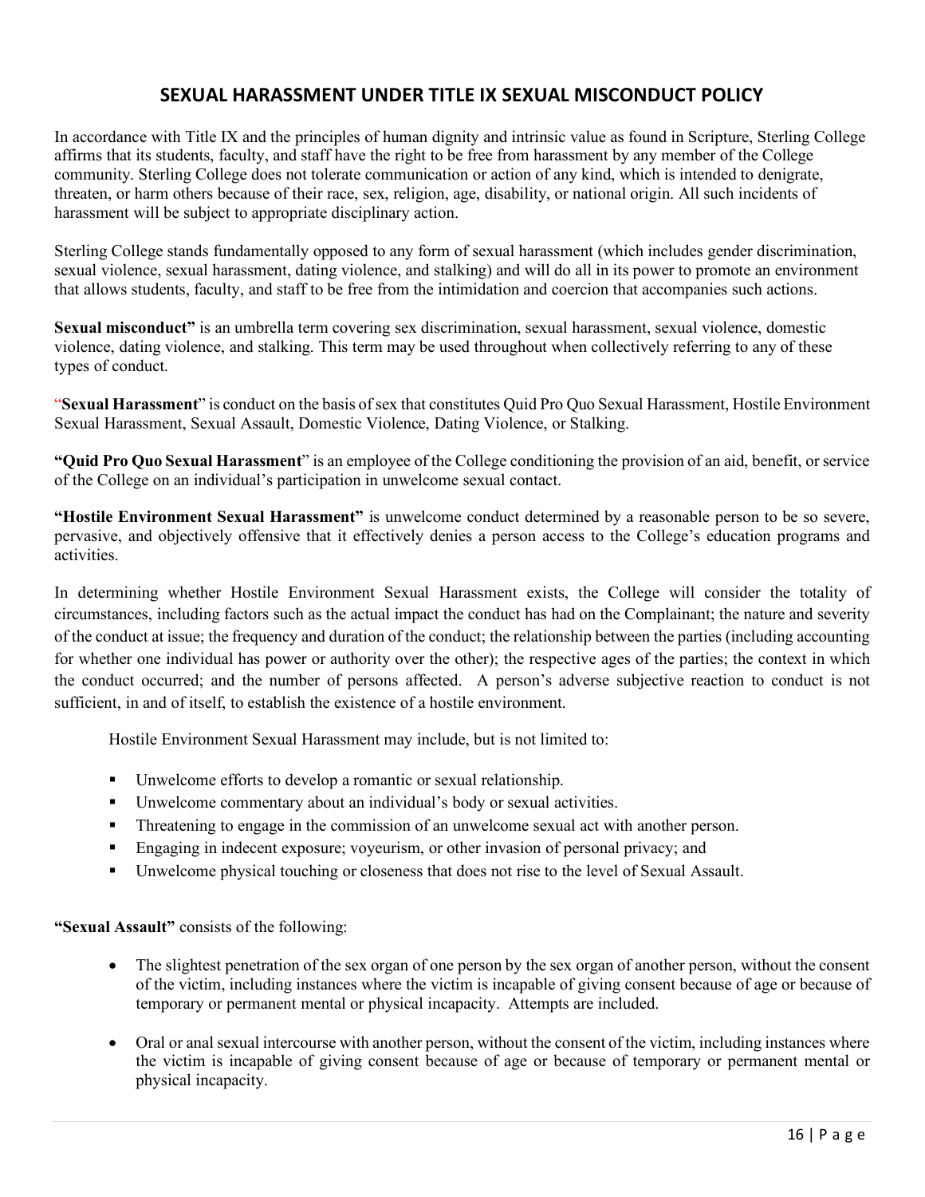## SEXUAL HARASSMENT UNDER TITLE IX SEXUAL MISCONDUCT POLICY

In accordance with Title IX and the principles of human dignity and intrinsic value as found in Scripture, Sterling College affirms that its students, faculty, and staff have the right to be free from harassment by any member of the College community. Sterling College does not tolerate communication or action of any kind, which is intended to denigrate, threaten, or harm others because of their race, sex, religion, age, disability, or national origin. All such incidents of harassment will be subject to appropriate disciplinary action.

Sterling College stands fundamentally opposed to any form of sexual harassment (which includes gender discrimination, sexual violence, sexual harassment, dating violence, and stalking) and will do all in its power to promote an environment that allows students, faculty, and staff to be free from the intimidation and coercion that accompanies such actions.

**Sexual misconduct"** is an umbrella term covering sex discrimination, sexual harassment, sexual violence, domestic violence, dating violence, and stalking. This term may be used throughout when collectively referring to any of these types of conduct.

"**Sexual Harassment**" is conduct on the basis of sex that constitutes Quid Pro Quo Sexual Harassment, Hostile Environment Sexual Harassment, Sexual Assault, Domestic Violence, Dating Violence, or Stalking.

**"Quid Pro Quo Sexual Harassment**" is an employee of the College conditioning the provision of an aid, benefit, or service of the College on an individual's participation in unwelcome sexual contact.

**"Hostile Environment Sexual Harassment"** is unwelcome conduct determined by a reasonable person to be so severe, pervasive, and objectively offensive that it effectively denies a person access to the College's education programs and activities.

In determining whether Hostile Environment Sexual Harassment exists, the College will consider the totality of circumstances, including factors such as the actual impact the conduct has had on the Complainant; the nature and severity of the conduct at issue; the frequency and duration of the conduct; the relationship between the parties (including accounting for whether one individual has power or authority over the other); the respective ages of the parties; the context in which the conduct occurred; and the number of persons affected. A person's adverse subjective reaction to conduct is not sufficient, in and of itself, to establish the existence of a hostile environment.

Hostile Environment Sexual Harassment may include, but is not limited to:

- Unwelcome efforts to develop a romantic or sexual relationship.
- Unwelcome commentary about an individual's body or sexual activities.
- Threatening to engage in the commission of an unwelcome sexual act with another person.
- Engaging in indecent exposure; voyeurism, or other invasion of personal privacy; and
- Unwelcome physical touching or closeness that does not rise to the level of Sexual Assault.

**"Sexual Assault"** consists of the following:

- The slightest penetration of the sex organ of one person by the sex organ of another person, without the consent of the victim, including instances where the victim is incapable of giving consent because of age or because of temporary or permanent mental or physical incapacity. Attempts are included.
- Oral or anal sexual intercourse with another person, without the consent of the victim, including instances where the victim is incapable of giving consent because of age or because of temporary or permanent mental or physical incapacity.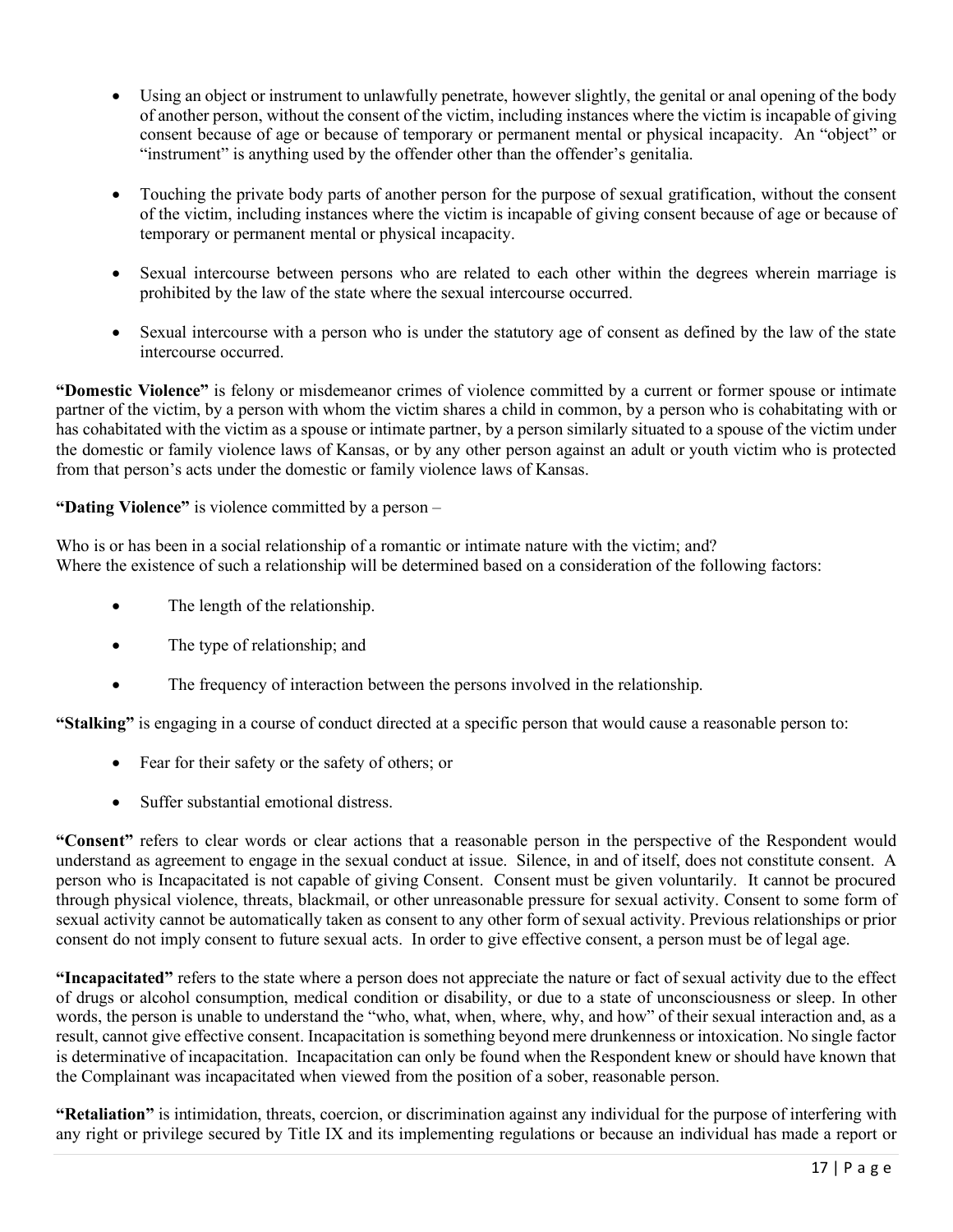- Using an object or instrument to unlawfully penetrate, however slightly, the genital or anal opening of the body of another person, without the consent of the victim, including instances where the victim is incapable of giving consent because of age or because of temporary or permanent mental or physical incapacity. An "object" or "instrument" is anything used by the offender other than the offender's genitalia.

- Touching the private body parts of another person for the purpose of sexual gratification, without the consent of the victim, including instances where the victim is incapable of giving consent because of age or because of temporary or permanent mental or physical incapacity.

- Sexual intercourse between persons who are related to each other within the degrees wherein marriage is prohibited by the law of the state where the sexual intercourse occurred.

- Sexual intercourse with a person who is under the statutory age of consent as defined by the law of the state intercourse occurred.

**"Domestic Violence"** is felony or misdemeanor crimes of violence committed by a current or former spouse or intimate partner of the victim, by a person with whom the victim shares a child in common, by a person who is cohabitating with or has cohabitated with the victim as a spouse or intimate partner, by a person similarly situated to a spouse of the victim under the domestic or family violence laws of Kansas, or by any other person against an adult or youth victim who is protected from that person's acts under the domestic or family violence laws of Kansas.

**"Dating Violence"** is violence committed by a person –

Who is or has been in a social relationship of a romantic or intimate nature with the victim; and?
Where the existence of such a relationship will be determined based on a consideration of the following factors:

- The length of the relationship.

- The type of relationship; and

- The frequency of interaction between the persons involved in the relationship.

**"Stalking"** is engaging in a course of conduct directed at a specific person that would cause a reasonable person to:

- Fear for their safety or the safety of others; or

- Suffer substantial emotional distress.

**"Consent"** refers to clear words or clear actions that a reasonable person in the perspective of the Respondent would understand as agreement to engage in the sexual conduct at issue. Silence, in and of itself, does not constitute consent. A person who is Incapacitated is not capable of giving Consent. Consent must be given voluntarily. It cannot be procured through physical violence, threats, blackmail, or other unreasonable pressure for sexual activity. Consent to some form of sexual activity cannot be automatically taken as consent to any other form of sexual activity. Previous relationships or prior consent do not imply consent to future sexual acts. In order to give effective consent, a person must be of legal age.

**"Incapacitated"** refers to the state where a person does not appreciate the nature or fact of sexual activity due to the effect of drugs or alcohol consumption, medical condition or disability, or due to a state of unconsciousness or sleep. In other words, the person is unable to understand the "who, what, when, where, why, and how" of their sexual interaction and, as a result, cannot give effective consent. Incapacitation is something beyond mere drunkenness or intoxication. No single factor is determinative of incapacitation. Incapacitation can only be found when the Respondent knew or should have known that the Complainant was incapacitated when viewed from the position of a sober, reasonable person.

**"Retaliation"** is intimidation, threats, coercion, or discrimination against any individual for the purpose of interfering with any right or privilege secured by Title IX and its implementing regulations or because an individual has made a report or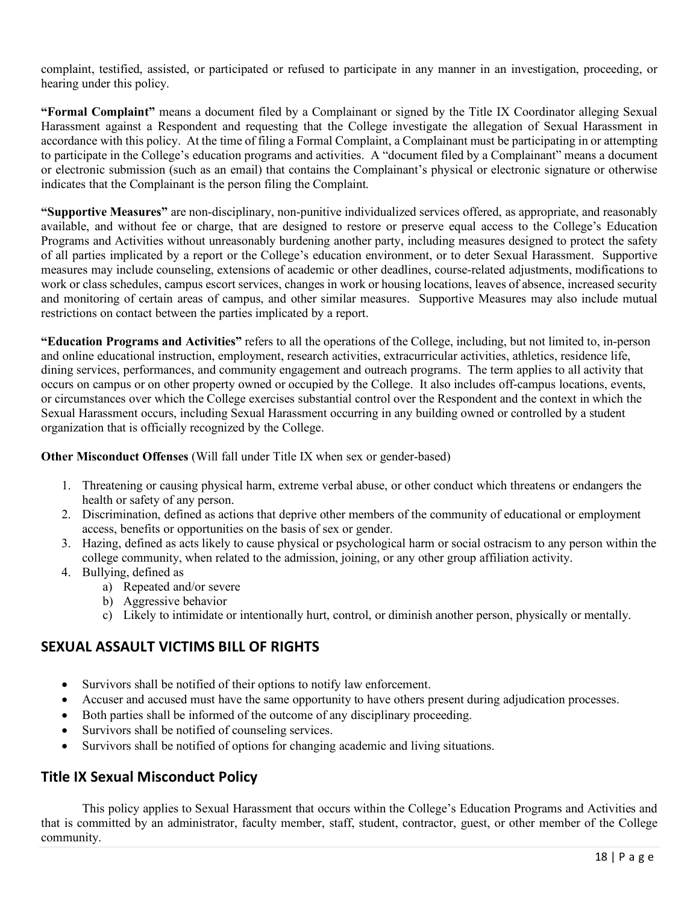complaint, testified, assisted, or participated or refused to participate in any manner in an investigation, proceeding, or hearing under this policy.

**"Formal Complaint"** means a document filed by a Complainant or signed by the Title IX Coordinator alleging Sexual Harassment against a Respondent and requesting that the College investigate the allegation of Sexual Harassment in accordance with this policy. At the time of filing a Formal Complaint, a Complainant must be participating in or attempting to participate in the College's education programs and activities. A "document filed by a Complainant" means a document or electronic submission (such as an email) that contains the Complainant's physical or electronic signature or otherwise indicates that the Complainant is the person filing the Complaint.

**"Supportive Measures"** are non-disciplinary, non-punitive individualized services offered, as appropriate, and reasonably available, and without fee or charge, that are designed to restore or preserve equal access to the College's Education Programs and Activities without unreasonably burdening another party, including measures designed to protect the safety of all parties implicated by a report or the College's education environment, or to deter Sexual Harassment. Supportive measures may include counseling, extensions of academic or other deadlines, course-related adjustments, modifications to work or class schedules, campus escort services, changes in work or housing locations, leaves of absence, increased security and monitoring of certain areas of campus, and other similar measures. Supportive Measures may also include mutual restrictions on contact between the parties implicated by a report.

**"Education Programs and Activities"** refers to all the operations of the College, including, but not limited to, in-person and online educational instruction, employment, research activities, extracurricular activities, athletics, residence life, dining services, performances, and community engagement and outreach programs. The term applies to all activity that occurs on campus or on other property owned or occupied by the College. It also includes off-campus locations, events, or circumstances over which the College exercises substantial control over the Respondent and the context in which the Sexual Harassment occurs, including Sexual Harassment occurring in any building owned or controlled by a student organization that is officially recognized by the College.

**Other Misconduct Offenses** (Will fall under Title IX when sex or gender-based)

1. Threatening or causing physical harm, extreme verbal abuse, or other conduct which threatens or endangers the health or safety of any person.
2. Discrimination, defined as actions that deprive other members of the community of educational or employment access, benefits or opportunities on the basis of sex or gender.
3. Hazing, defined as acts likely to cause physical or psychological harm or social ostracism to any person within the college community, when related to the admission, joining, or any other group affiliation activity.
4. Bullying, defined as
   a) Repeated and/or severe
   b) Aggressive behavior
   c) Likely to intimidate or intentionally hurt, control, or diminish another person, physically or mentally.

## SEXUAL ASSAULT VICTIMS BILL OF RIGHTS

- Survivors shall be notified of their options to notify law enforcement.
- Accuser and accused must have the same opportunity to have others present during adjudication processes.
- Both parties shall be informed of the outcome of any disciplinary proceeding.
- Survivors shall be notified of counseling services.
- Survivors shall be notified of options for changing academic and living situations.

## Title IX Sexual Misconduct Policy

This policy applies to Sexual Harassment that occurs within the College's Education Programs and Activities and that is committed by an administrator, faculty member, staff, student, contractor, guest, or other member of the College community.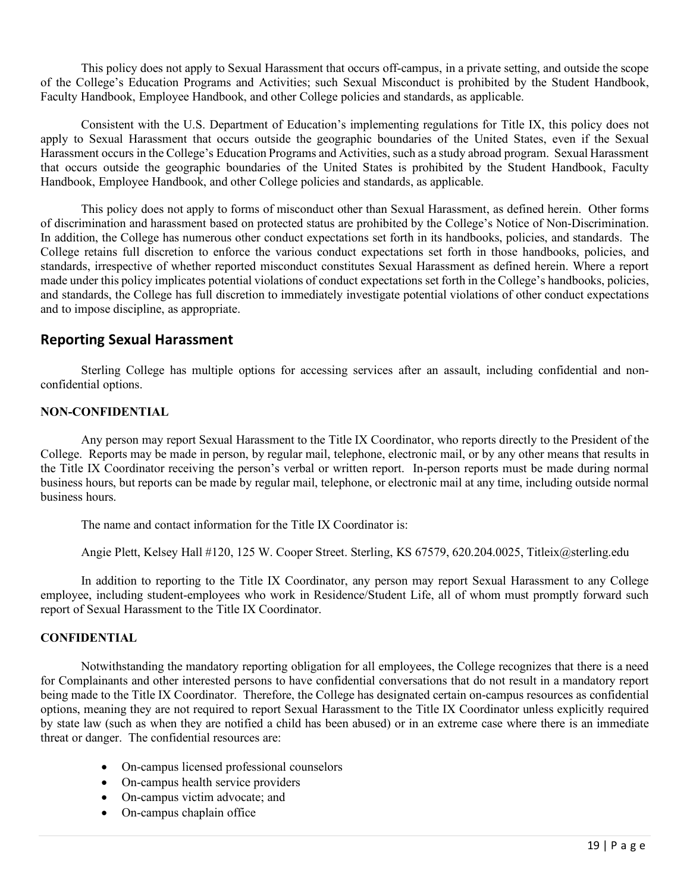This policy does not apply to Sexual Harassment that occurs off-campus, in a private setting, and outside the scope of the College's Education Programs and Activities; such Sexual Misconduct is prohibited by the Student Handbook, Faculty Handbook, Employee Handbook, and other College policies and standards, as applicable.

Consistent with the U.S. Department of Education's implementing regulations for Title IX, this policy does not apply to Sexual Harassment that occurs outside the geographic boundaries of the United States, even if the Sexual Harassment occurs in the College's Education Programs and Activities, such as a study abroad program. Sexual Harassment that occurs outside the geographic boundaries of the United States is prohibited by the Student Handbook, Faculty Handbook, Employee Handbook, and other College policies and standards, as applicable.

This policy does not apply to forms of misconduct other than Sexual Harassment, as defined herein. Other forms of discrimination and harassment based on protected status are prohibited by the College's Notice of Non-Discrimination. In addition, the College has numerous other conduct expectations set forth in its handbooks, policies, and standards. The College retains full discretion to enforce the various conduct expectations set forth in those handbooks, policies, and standards, irrespective of whether reported misconduct constitutes Sexual Harassment as defined herein. Where a report made under this policy implicates potential violations of conduct expectations set forth in the College's handbooks, policies, and standards, the College has full discretion to immediately investigate potential violations of other conduct expectations and to impose discipline, as appropriate.

## Reporting Sexual Harassment

Sterling College has multiple options for accessing services after an assault, including confidential and non-confidential options.

**NON-CONFIDENTIAL**

Any person may report Sexual Harassment to the Title IX Coordinator, who reports directly to the President of the College. Reports may be made in person, by regular mail, telephone, electronic mail, or by any other means that results in the Title IX Coordinator receiving the person's verbal or written report. In-person reports must be made during normal business hours, but reports can be made by regular mail, telephone, or electronic mail at any time, including outside normal business hours.

The name and contact information for the Title IX Coordinator is:

Angie Plett, Kelsey Hall #120, 125 W. Cooper Street. Sterling, KS 67579, 620.204.0025, Titleix@sterling.edu

In addition to reporting to the Title IX Coordinator, any person may report Sexual Harassment to any College employee, including student-employees who work in Residence/Student Life, all of whom must promptly forward such report of Sexual Harassment to the Title IX Coordinator.

**CONFIDENTIAL**

Notwithstanding the mandatory reporting obligation for all employees, the College recognizes that there is a need for Complainants and other interested persons to have confidential conversations that do not result in a mandatory report being made to the Title IX Coordinator. Therefore, the College has designated certain on-campus resources as confidential options, meaning they are not required to report Sexual Harassment to the Title IX Coordinator unless explicitly required by state law (such as when they are notified a child has been abused) or in an extreme case where there is an immediate threat or danger. The confidential resources are:

- On-campus licensed professional counselors
- On-campus health service providers
- On-campus victim advocate; and
- On-campus chaplain office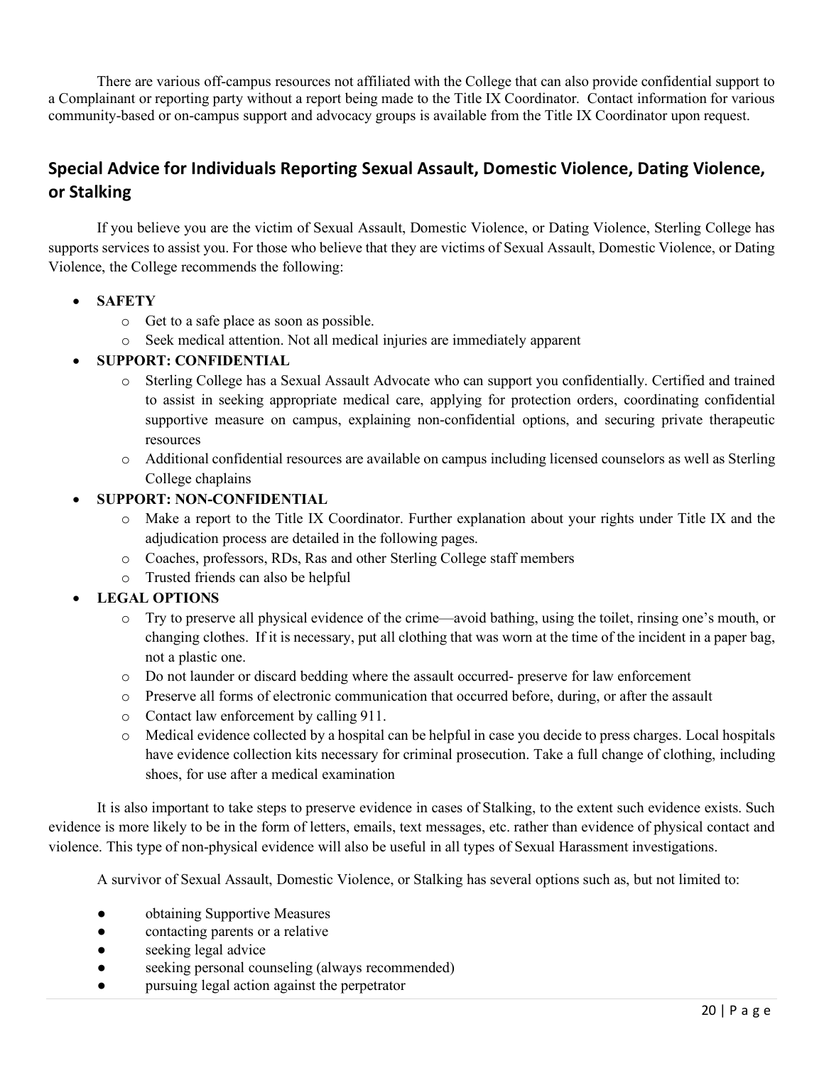There are various off-campus resources not affiliated with the College that can also provide confidential support to a Complainant or reporting party without a report being made to the Title IX Coordinator. Contact information for various community-based or on-campus support and advocacy groups is available from the Title IX Coordinator upon request.

## Special Advice for Individuals Reporting Sexual Assault, Domestic Violence, Dating Violence, or Stalking

If you believe you are the victim of Sexual Assault, Domestic Violence, or Dating Violence, Sterling College has supports services to assist you. For those who believe that they are victims of Sexual Assault, Domestic Violence, or Dating Violence, the College recommends the following:

- **SAFETY**
  - Get to a safe place as soon as possible.
  - Seek medical attention. Not all medical injuries are immediately apparent
- **SUPPORT: CONFIDENTIAL**
  - Sterling College has a Sexual Assault Advocate who can support you confidentially. Certified and trained to assist in seeking appropriate medical care, applying for protection orders, coordinating confidential supportive measure on campus, explaining non-confidential options, and securing private therapeutic resources
  - Additional confidential resources are available on campus including licensed counselors as well as Sterling College chaplains
- **SUPPORT: NON-CONFIDENTIAL**
  - Make a report to the Title IX Coordinator. Further explanation about your rights under Title IX and the adjudication process are detailed in the following pages.
  - Coaches, professors, RDs, Ras and other Sterling College staff members
  - Trusted friends can also be helpful
- **LEGAL OPTIONS**
  - Try to preserve all physical evidence of the crime—avoid bathing, using the toilet, rinsing one's mouth, or changing clothes. If it is necessary, put all clothing that was worn at the time of the incident in a paper bag, not a plastic one.
  - Do not launder or discard bedding where the assault occurred- preserve for law enforcement
  - Preserve all forms of electronic communication that occurred before, during, or after the assault
  - Contact law enforcement by calling 911.
  - Medical evidence collected by a hospital can be helpful in case you decide to press charges. Local hospitals have evidence collection kits necessary for criminal prosecution. Take a full change of clothing, including shoes, for use after a medical examination

It is also important to take steps to preserve evidence in cases of Stalking, to the extent such evidence exists. Such evidence is more likely to be in the form of letters, emails, text messages, etc. rather than evidence of physical contact and violence. This type of non-physical evidence will also be useful in all types of Sexual Harassment investigations.

A survivor of Sexual Assault, Domestic Violence, or Stalking has several options such as, but not limited to:

- obtaining Supportive Measures
- contacting parents or a relative
- seeking legal advice
- seeking personal counseling (always recommended)
- pursuing legal action against the perpetrator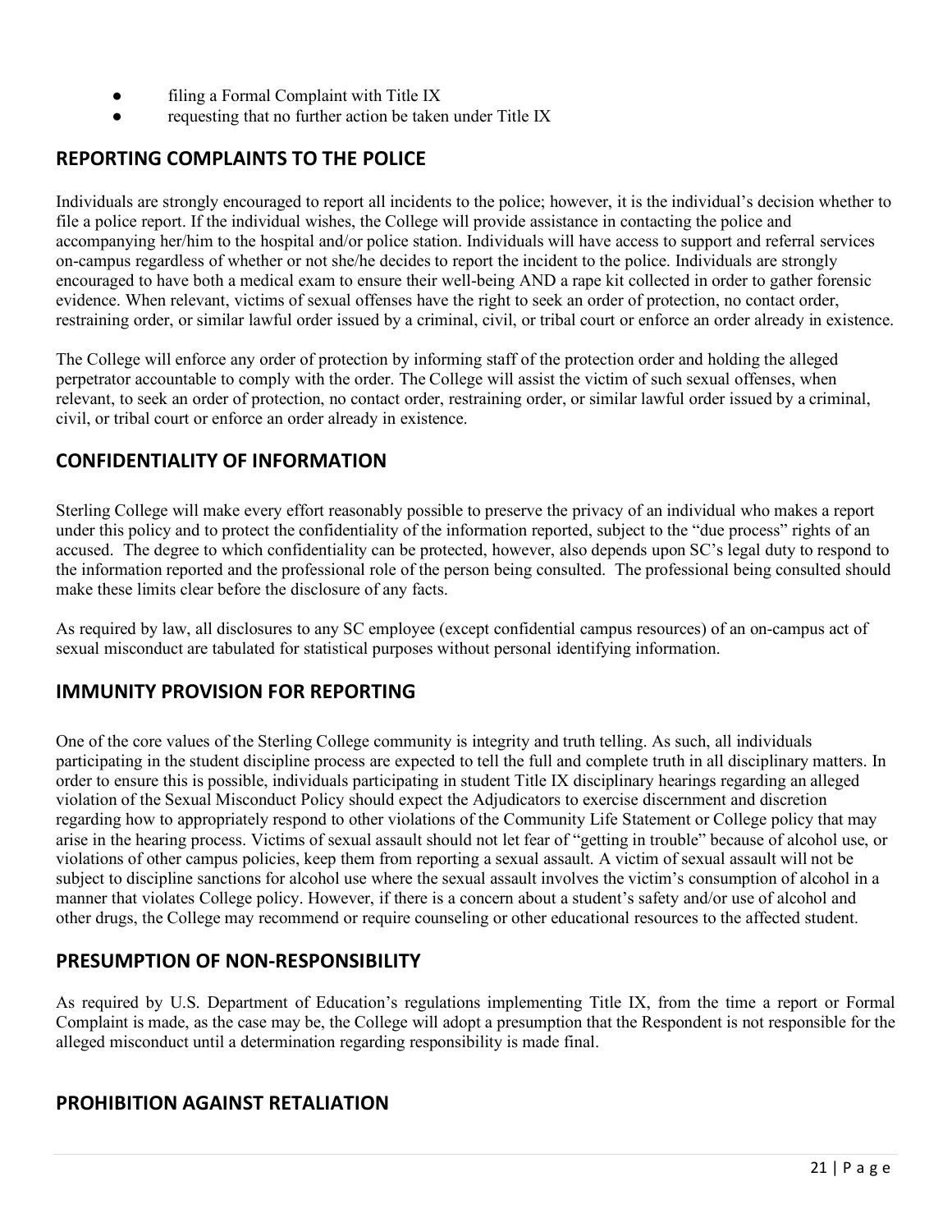- filing a Formal Complaint with Title IX
- requesting that no further action be taken under Title IX

## REPORTING COMPLAINTS TO THE POLICE

Individuals are strongly encouraged to report all incidents to the police; however, it is the individual's decision whether to file a police report. If the individual wishes, the College will provide assistance in contacting the police and accompanying her/him to the hospital and/or police station. Individuals will have access to support and referral services on-campus regardless of whether or not she/he decides to report the incident to the police. Individuals are strongly encouraged to have both a medical exam to ensure their well-being AND a rape kit collected in order to gather forensic evidence. When relevant, victims of sexual offenses have the right to seek an order of protection, no contact order, restraining order, or similar lawful order issued by a criminal, civil, or tribal court or enforce an order already in existence.

The College will enforce any order of protection by informing staff of the protection order and holding the alleged perpetrator accountable to comply with the order. The College will assist the victim of such sexual offenses, when relevant, to seek an order of protection, no contact order, restraining order, or similar lawful order issued by a criminal, civil, or tribal court or enforce an order already in existence.

## CONFIDENTIALITY OF INFORMATION

Sterling College will make every effort reasonably possible to preserve the privacy of an individual who makes a report under this policy and to protect the confidentiality of the information reported, subject to the "due process" rights of an accused. The degree to which confidentiality can be protected, however, also depends upon SC's legal duty to respond to the information reported and the professional role of the person being consulted. The professional being consulted should make these limits clear before the disclosure of any facts.

As required by law, all disclosures to any SC employee (except confidential campus resources) of an on-campus act of sexual misconduct are tabulated for statistical purposes without personal identifying information.

## IMMUNITY PROVISION FOR REPORTING

One of the core values of the Sterling College community is integrity and truth telling. As such, all individuals participating in the student discipline process are expected to tell the full and complete truth in all disciplinary matters. In order to ensure this is possible, individuals participating in student Title IX disciplinary hearings regarding an alleged violation of the Sexual Misconduct Policy should expect the Adjudicators to exercise discernment and discretion regarding how to appropriately respond to other violations of the Community Life Statement or College policy that may arise in the hearing process. Victims of sexual assault should not let fear of "getting in trouble" because of alcohol use, or violations of other campus policies, keep them from reporting a sexual assault. A victim of sexual assault will not be subject to discipline sanctions for alcohol use where the sexual assault involves the victim's consumption of alcohol in a manner that violates College policy. However, if there is a concern about a student's safety and/or use of alcohol and other drugs, the College may recommend or require counseling or other educational resources to the affected student.

## PRESUMPTION OF NON-RESPONSIBILITY

As required by U.S. Department of Education's regulations implementing Title IX, from the time a report or Formal Complaint is made, as the case may be, the College will adopt a presumption that the Respondent is not responsible for the alleged misconduct until a determination regarding responsibility is made final.

## PROHIBITION AGAINST RETALIATION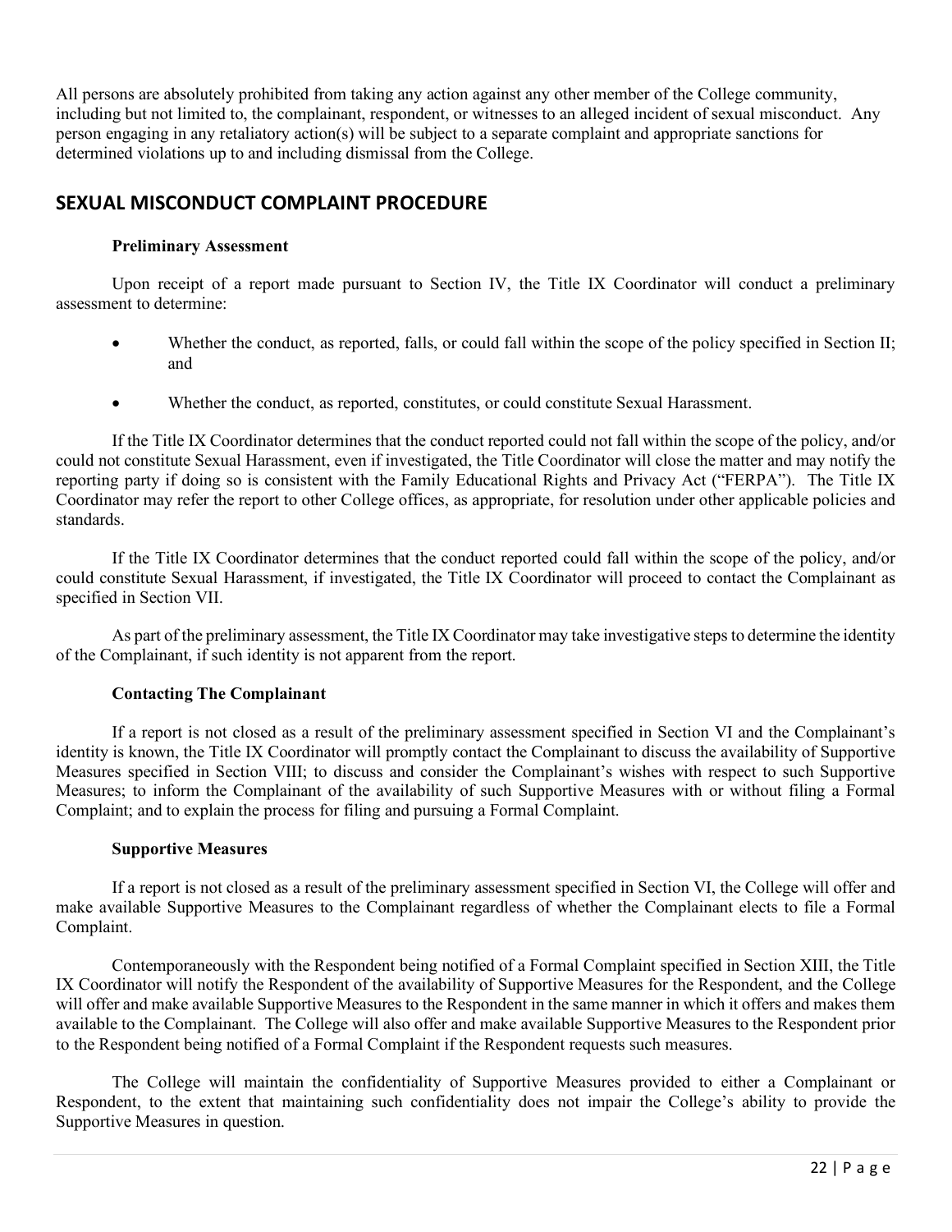All persons are absolutely prohibited from taking any action against any other member of the College community, including but not limited to, the complainant, respondent, or witnesses to an alleged incident of sexual misconduct. Any person engaging in any retaliatory action(s) will be subject to a separate complaint and appropriate sanctions for determined violations up to and including dismissal from the College.

## SEXUAL MISCONDUCT COMPLAINT PROCEDURE

### Preliminary Assessment

Upon receipt of a report made pursuant to Section IV, the Title IX Coordinator will conduct a preliminary assessment to determine:

- Whether the conduct, as reported, falls, or could fall within the scope of the policy specified in Section II; and
- Whether the conduct, as reported, constitutes, or could constitute Sexual Harassment.

If the Title IX Coordinator determines that the conduct reported could not fall within the scope of the policy, and/or could not constitute Sexual Harassment, even if investigated, the Title Coordinator will close the matter and may notify the reporting party if doing so is consistent with the Family Educational Rights and Privacy Act ("FERPA"). The Title IX Coordinator may refer the report to other College offices, as appropriate, for resolution under other applicable policies and standards.

If the Title IX Coordinator determines that the conduct reported could fall within the scope of the policy, and/or could constitute Sexual Harassment, if investigated, the Title IX Coordinator will proceed to contact the Complainant as specified in Section VII.

As part of the preliminary assessment, the Title IX Coordinator may take investigative steps to determine the identity of the Complainant, if such identity is not apparent from the report.

### Contacting The Complainant

If a report is not closed as a result of the preliminary assessment specified in Section VI and the Complainant's identity is known, the Title IX Coordinator will promptly contact the Complainant to discuss the availability of Supportive Measures specified in Section VIII; to discuss and consider the Complainant's wishes with respect to such Supportive Measures; to inform the Complainant of the availability of such Supportive Measures with or without filing a Formal Complaint; and to explain the process for filing and pursuing a Formal Complaint.

### Supportive Measures

If a report is not closed as a result of the preliminary assessment specified in Section VI, the College will offer and make available Supportive Measures to the Complainant regardless of whether the Complainant elects to file a Formal Complaint.

Contemporaneously with the Respondent being notified of a Formal Complaint specified in Section XIII, the Title IX Coordinator will notify the Respondent of the availability of Supportive Measures for the Respondent, and the College will offer and make available Supportive Measures to the Respondent in the same manner in which it offers and makes them available to the Complainant. The College will also offer and make available Supportive Measures to the Respondent prior to the Respondent being notified of a Formal Complaint if the Respondent requests such measures.

The College will maintain the confidentiality of Supportive Measures provided to either a Complainant or Respondent, to the extent that maintaining such confidentiality does not impair the College's ability to provide the Supportive Measures in question.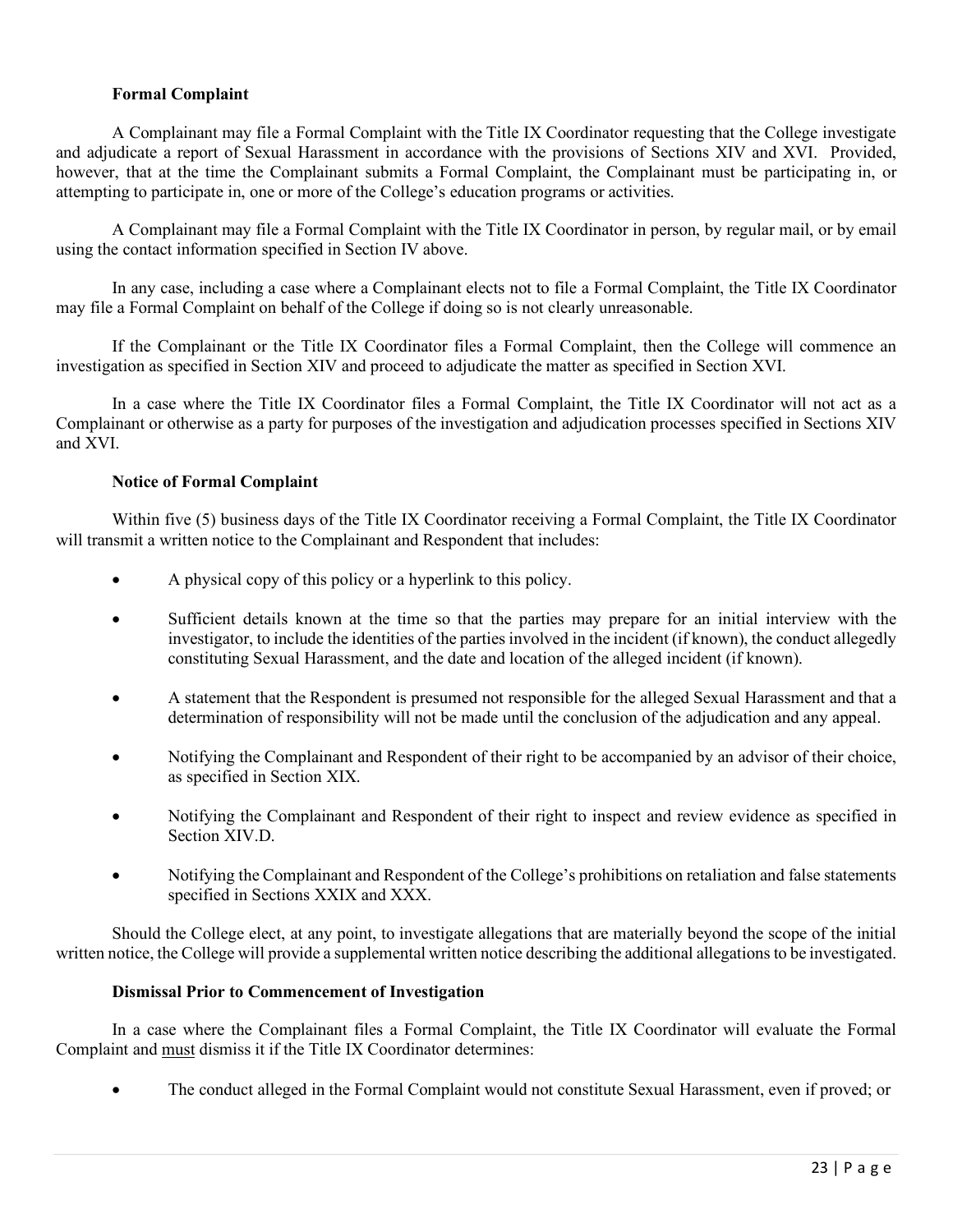**Formal Complaint**

A Complainant may file a Formal Complaint with the Title IX Coordinator requesting that the College investigate and adjudicate a report of Sexual Harassment in accordance with the provisions of Sections XIV and XVI. Provided, however, that at the time the Complainant submits a Formal Complaint, the Complainant must be participating in, or attempting to participate in, one or more of the College's education programs or activities.

A Complainant may file a Formal Complaint with the Title IX Coordinator in person, by regular mail, or by email using the contact information specified in Section IV above.

In any case, including a case where a Complainant elects not to file a Formal Complaint, the Title IX Coordinator may file a Formal Complaint on behalf of the College if doing so is not clearly unreasonable.

If the Complainant or the Title IX Coordinator files a Formal Complaint, then the College will commence an investigation as specified in Section XIV and proceed to adjudicate the matter as specified in Section XVI.

In a case where the Title IX Coordinator files a Formal Complaint, the Title IX Coordinator will not act as a Complainant or otherwise as a party for purposes of the investigation and adjudication processes specified in Sections XIV and XVI.

**Notice of Formal Complaint**

Within five (5) business days of the Title IX Coordinator receiving a Formal Complaint, the Title IX Coordinator will transmit a written notice to the Complainant and Respondent that includes:

- A physical copy of this policy or a hyperlink to this policy.
- Sufficient details known at the time so that the parties may prepare for an initial interview with the investigator, to include the identities of the parties involved in the incident (if known), the conduct allegedly constituting Sexual Harassment, and the date and location of the alleged incident (if known).
- A statement that the Respondent is presumed not responsible for the alleged Sexual Harassment and that a determination of responsibility will not be made until the conclusion of the adjudication and any appeal.
- Notifying the Complainant and Respondent of their right to be accompanied by an advisor of their choice, as specified in Section XIX.
- Notifying the Complainant and Respondent of their right to inspect and review evidence as specified in Section XIV.D.
- Notifying the Complainant and Respondent of the College's prohibitions on retaliation and false statements specified in Sections XXIX and XXX.

Should the College elect, at any point, to investigate allegations that are materially beyond the scope of the initial written notice, the College will provide a supplemental written notice describing the additional allegations to be investigated.

**Dismissal Prior to Commencement of Investigation**

In a case where the Complainant files a Formal Complaint, the Title IX Coordinator will evaluate the Formal Complaint and <u>must</u> dismiss it if the Title IX Coordinator determines:

- The conduct alleged in the Formal Complaint would not constitute Sexual Harassment, even if proved; or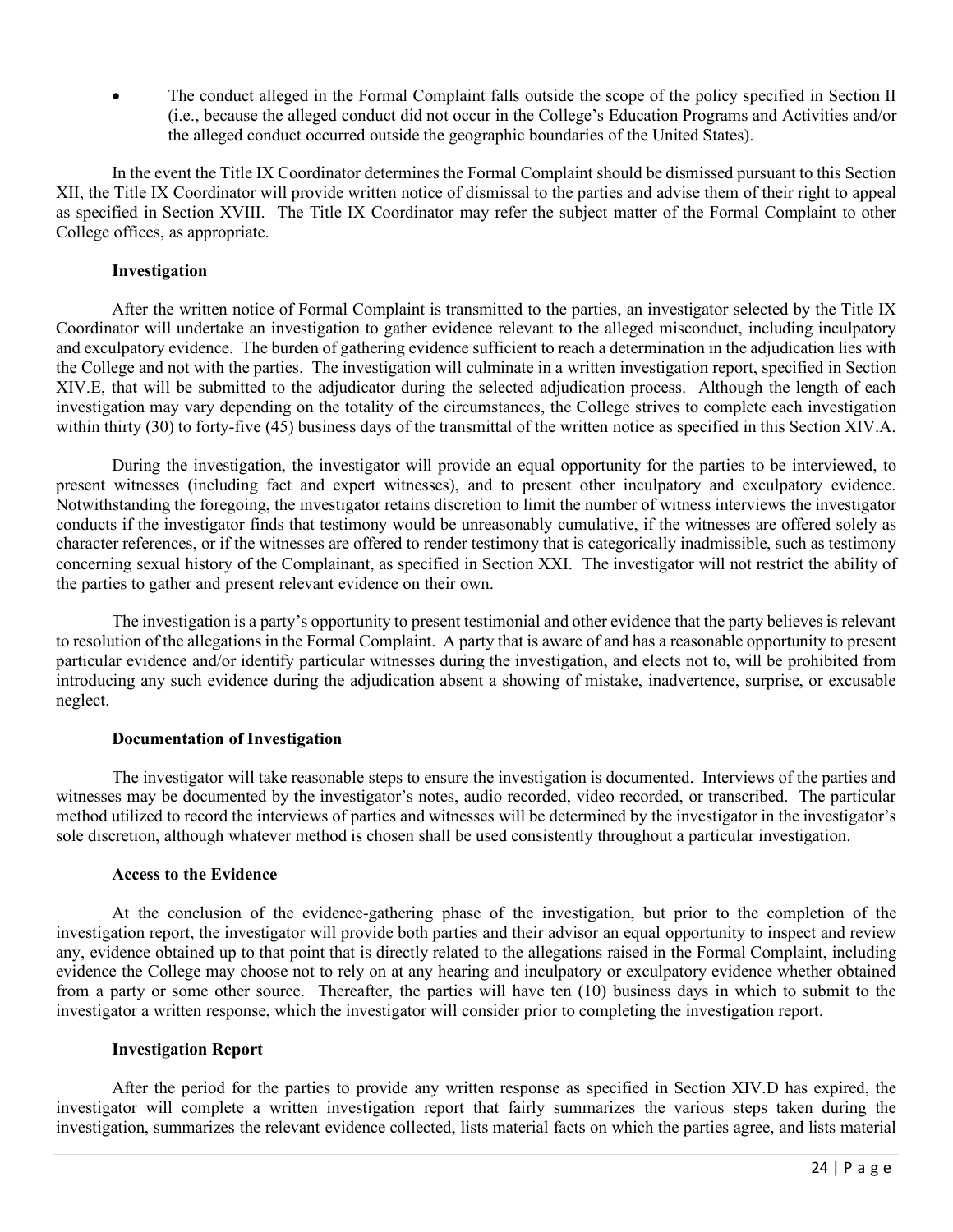- The conduct alleged in the Formal Complaint falls outside the scope of the policy specified in Section II (i.e., because the alleged conduct did not occur in the College's Education Programs and Activities and/or the alleged conduct occurred outside the geographic boundaries of the United States).

In the event the Title IX Coordinator determines the Formal Complaint should be dismissed pursuant to this Section XII, the Title IX Coordinator will provide written notice of dismissal to the parties and advise them of their right to appeal as specified in Section XVIII. The Title IX Coordinator may refer the subject matter of the Formal Complaint to other College offices, as appropriate.

**Investigation**

After the written notice of Formal Complaint is transmitted to the parties, an investigator selected by the Title IX Coordinator will undertake an investigation to gather evidence relevant to the alleged misconduct, including inculpatory and exculpatory evidence. The burden of gathering evidence sufficient to reach a determination in the adjudication lies with the College and not with the parties. The investigation will culminate in a written investigation report, specified in Section XIV.E, that will be submitted to the adjudicator during the selected adjudication process. Although the length of each investigation may vary depending on the totality of the circumstances, the College strives to complete each investigation within thirty (30) to forty-five (45) business days of the transmittal of the written notice as specified in this Section XIV.A.

During the investigation, the investigator will provide an equal opportunity for the parties to be interviewed, to present witnesses (including fact and expert witnesses), and to present other inculpatory and exculpatory evidence. Notwithstanding the foregoing, the investigator retains discretion to limit the number of witness interviews the investigator conducts if the investigator finds that testimony would be unreasonably cumulative, if the witnesses are offered solely as character references, or if the witnesses are offered to render testimony that is categorically inadmissible, such as testimony concerning sexual history of the Complainant, as specified in Section XXI. The investigator will not restrict the ability of the parties to gather and present relevant evidence on their own.

The investigation is a party's opportunity to present testimonial and other evidence that the party believes is relevant to resolution of the allegations in the Formal Complaint. A party that is aware of and has a reasonable opportunity to present particular evidence and/or identify particular witnesses during the investigation, and elects not to, will be prohibited from introducing any such evidence during the adjudication absent a showing of mistake, inadvertence, surprise, or excusable neglect.

**Documentation of Investigation**

The investigator will take reasonable steps to ensure the investigation is documented. Interviews of the parties and witnesses may be documented by the investigator's notes, audio recorded, video recorded, or transcribed. The particular method utilized to record the interviews of parties and witnesses will be determined by the investigator in the investigator's sole discretion, although whatever method is chosen shall be used consistently throughout a particular investigation.

**Access to the Evidence**

At the conclusion of the evidence-gathering phase of the investigation, but prior to the completion of the investigation report, the investigator will provide both parties and their advisor an equal opportunity to inspect and review any, evidence obtained up to that point that is directly related to the allegations raised in the Formal Complaint, including evidence the College may choose not to rely on at any hearing and inculpatory or exculpatory evidence whether obtained from a party or some other source. Thereafter, the parties will have ten (10) business days in which to submit to the investigator a written response, which the investigator will consider prior to completing the investigation report.

**Investigation Report**

After the period for the parties to provide any written response as specified in Section XIV.D has expired, the investigator will complete a written investigation report that fairly summarizes the various steps taken during the investigation, summarizes the relevant evidence collected, lists material facts on which the parties agree, and lists material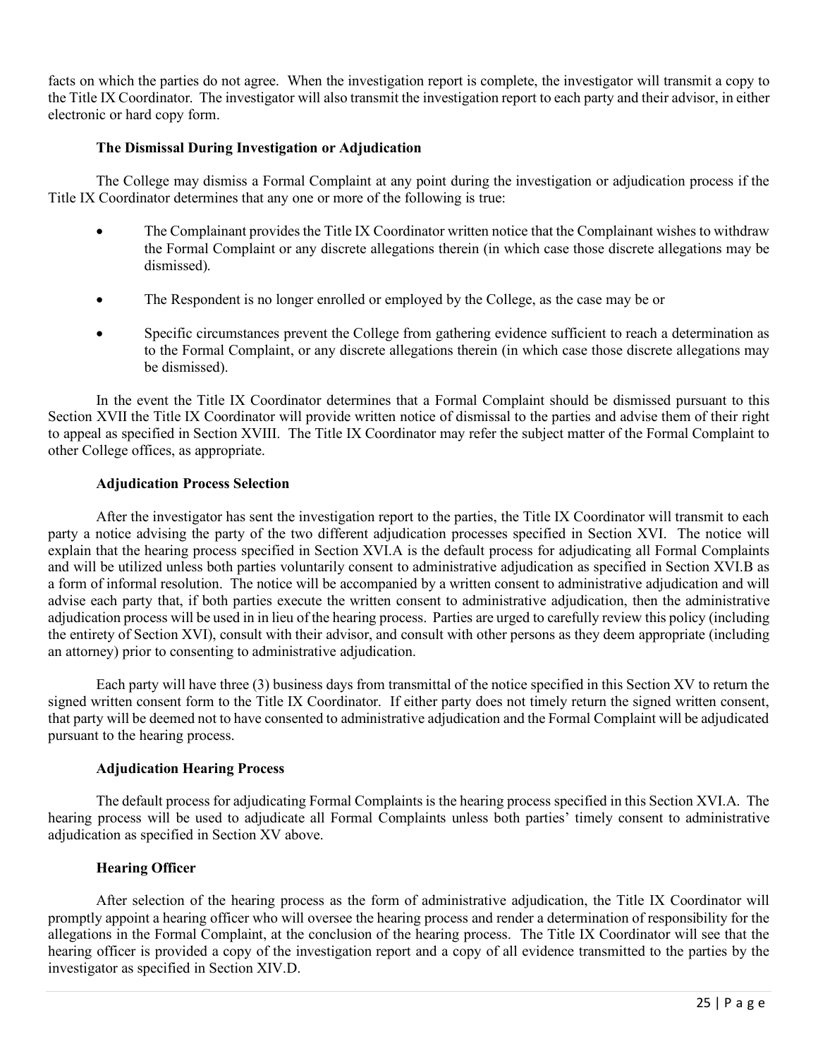facts on which the parties do not agree. When the investigation report is complete, the investigator will transmit a copy to the Title IX Coordinator. The investigator will also transmit the investigation report to each party and their advisor, in either electronic or hard copy form.

### The Dismissal During Investigation or Adjudication

The College may dismiss a Formal Complaint at any point during the investigation or adjudication process if the Title IX Coordinator determines that any one or more of the following is true:

- The Complainant provides the Title IX Coordinator written notice that the Complainant wishes to withdraw the Formal Complaint or any discrete allegations therein (in which case those discrete allegations may be dismissed).
- The Respondent is no longer enrolled or employed by the College, as the case may be or
- Specific circumstances prevent the College from gathering evidence sufficient to reach a determination as to the Formal Complaint, or any discrete allegations therein (in which case those discrete allegations may be dismissed).

In the event the Title IX Coordinator determines that a Formal Complaint should be dismissed pursuant to this Section XVII the Title IX Coordinator will provide written notice of dismissal to the parties and advise them of their right to appeal as specified in Section XVIII. The Title IX Coordinator may refer the subject matter of the Formal Complaint to other College offices, as appropriate.

### Adjudication Process Selection

After the investigator has sent the investigation report to the parties, the Title IX Coordinator will transmit to each party a notice advising the party of the two different adjudication processes specified in Section XVI. The notice will explain that the hearing process specified in Section XVI.A is the default process for adjudicating all Formal Complaints and will be utilized unless both parties voluntarily consent to administrative adjudication as specified in Section XVI.B as a form of informal resolution. The notice will be accompanied by a written consent to administrative adjudication and will advise each party that, if both parties execute the written consent to administrative adjudication, then the administrative adjudication process will be used in in lieu of the hearing process. Parties are urged to carefully review this policy (including the entirety of Section XVI), consult with their advisor, and consult with other persons as they deem appropriate (including an attorney) prior to consenting to administrative adjudication.

Each party will have three (3) business days from transmittal of the notice specified in this Section XV to return the signed written consent form to the Title IX Coordinator. If either party does not timely return the signed written consent, that party will be deemed not to have consented to administrative adjudication and the Formal Complaint will be adjudicated pursuant to the hearing process.

### Adjudication Hearing Process

The default process for adjudicating Formal Complaints is the hearing process specified in this Section XVI.A. The hearing process will be used to adjudicate all Formal Complaints unless both parties' timely consent to administrative adjudication as specified in Section XV above.

### Hearing Officer

After selection of the hearing process as the form of administrative adjudication, the Title IX Coordinator will promptly appoint a hearing officer who will oversee the hearing process and render a determination of responsibility for the allegations in the Formal Complaint, at the conclusion of the hearing process. The Title IX Coordinator will see that the hearing officer is provided a copy of the investigation report and a copy of all evidence transmitted to the parties by the investigator as specified in Section XIV.D.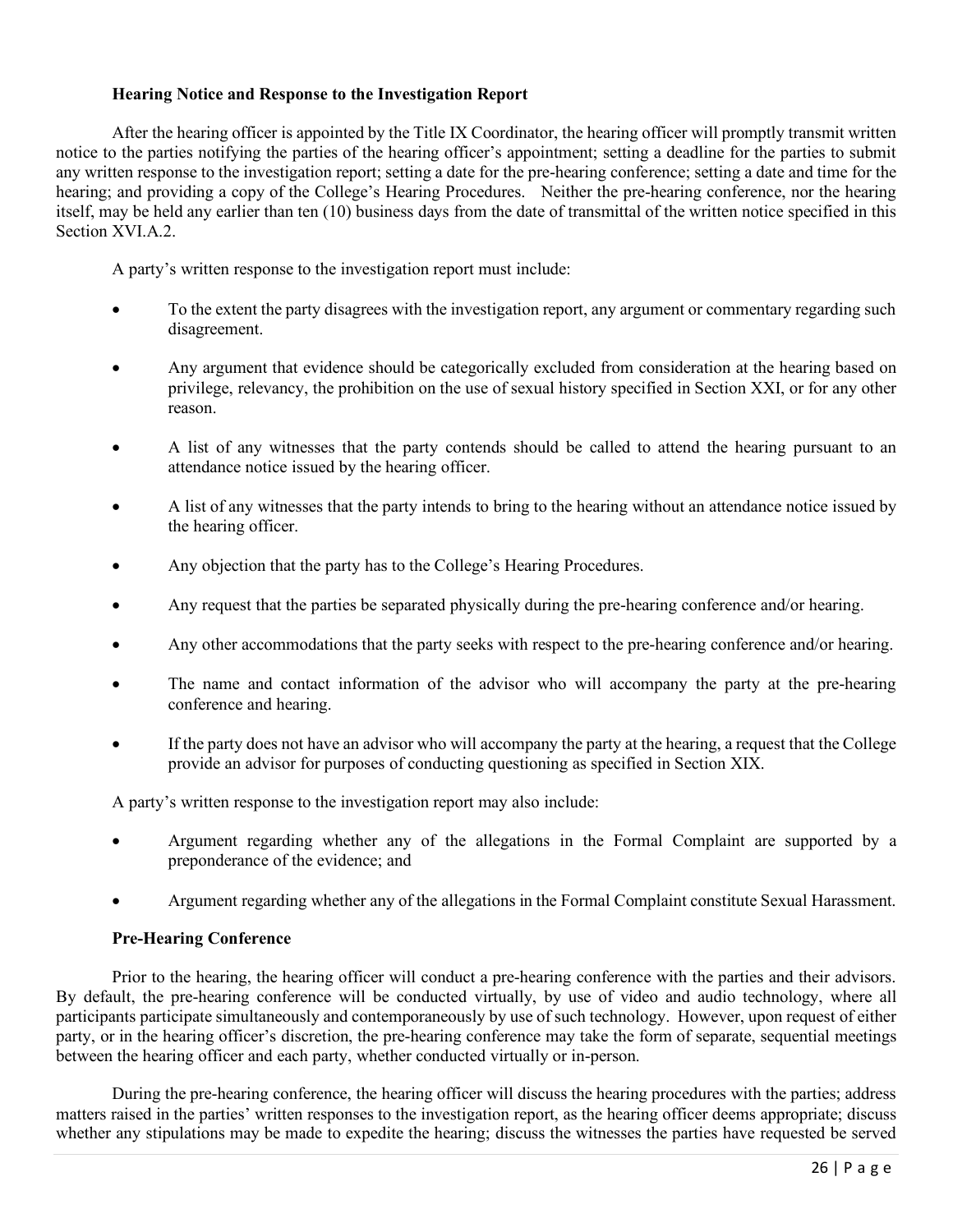### Hearing Notice and Response to the Investigation Report

After the hearing officer is appointed by the Title IX Coordinator, the hearing officer will promptly transmit written notice to the parties notifying the parties of the hearing officer's appointment; setting a deadline for the parties to submit any written response to the investigation report; setting a date for the pre-hearing conference; setting a date and time for the hearing; and providing a copy of the College's Hearing Procedures. Neither the pre-hearing conference, nor the hearing itself, may be held any earlier than ten (10) business days from the date of transmittal of the written notice specified in this Section XVI.A.2.

A party's written response to the investigation report must include:

- To the extent the party disagrees with the investigation report, any argument or commentary regarding such disagreement.
- Any argument that evidence should be categorically excluded from consideration at the hearing based on privilege, relevancy, the prohibition on the use of sexual history specified in Section XXI, or for any other reason.
- A list of any witnesses that the party contends should be called to attend the hearing pursuant to an attendance notice issued by the hearing officer.
- A list of any witnesses that the party intends to bring to the hearing without an attendance notice issued by the hearing officer.
- Any objection that the party has to the College's Hearing Procedures.
- Any request that the parties be separated physically during the pre-hearing conference and/or hearing.
- Any other accommodations that the party seeks with respect to the pre-hearing conference and/or hearing.
- The name and contact information of the advisor who will accompany the party at the pre-hearing conference and hearing.
- If the party does not have an advisor who will accompany the party at the hearing, a request that the College provide an advisor for purposes of conducting questioning as specified in Section XIX.

A party's written response to the investigation report may also include:

- Argument regarding whether any of the allegations in the Formal Complaint are supported by a preponderance of the evidence; and
- Argument regarding whether any of the allegations in the Formal Complaint constitute Sexual Harassment.

### Pre-Hearing Conference

Prior to the hearing, the hearing officer will conduct a pre-hearing conference with the parties and their advisors. By default, the pre-hearing conference will be conducted virtually, by use of video and audio technology, where all participants participate simultaneously and contemporaneously by use of such technology. However, upon request of either party, or in the hearing officer's discretion, the pre-hearing conference may take the form of separate, sequential meetings between the hearing officer and each party, whether conducted virtually or in-person.

During the pre-hearing conference, the hearing officer will discuss the hearing procedures with the parties; address matters raised in the parties' written responses to the investigation report, as the hearing officer deems appropriate; discuss whether any stipulations may be made to expedite the hearing; discuss the witnesses the parties have requested be served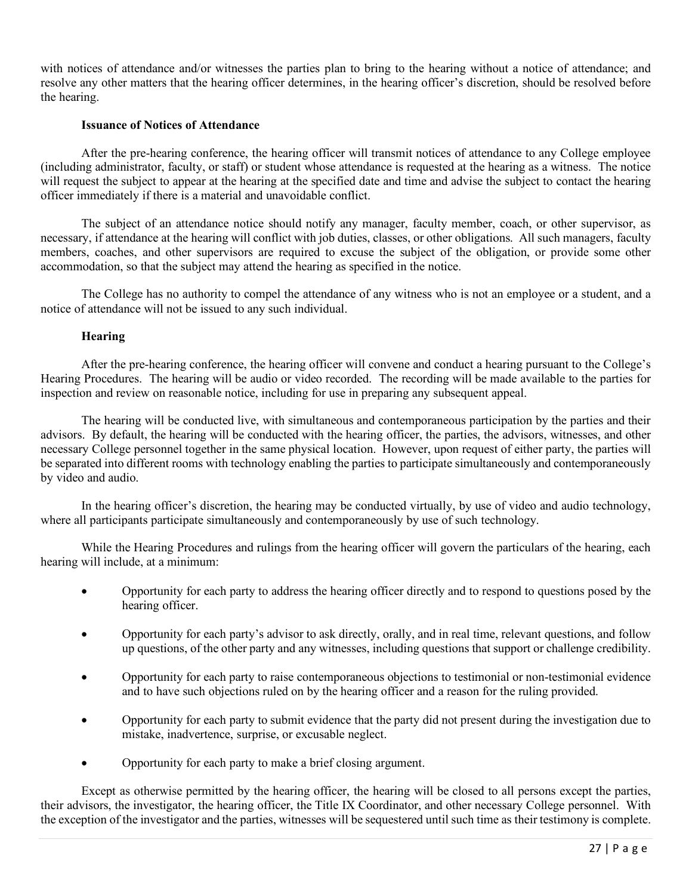with notices of attendance and/or witnesses the parties plan to bring to the hearing without a notice of attendance; and resolve any other matters that the hearing officer determines, in the hearing officer's discretion, should be resolved before the hearing.

**Issuance of Notices of Attendance**

After the pre-hearing conference, the hearing officer will transmit notices of attendance to any College employee (including administrator, faculty, or staff) or student whose attendance is requested at the hearing as a witness. The notice will request the subject to appear at the hearing at the specified date and time and advise the subject to contact the hearing officer immediately if there is a material and unavoidable conflict.

The subject of an attendance notice should notify any manager, faculty member, coach, or other supervisor, as necessary, if attendance at the hearing will conflict with job duties, classes, or other obligations. All such managers, faculty members, coaches, and other supervisors are required to excuse the subject of the obligation, or provide some other accommodation, so that the subject may attend the hearing as specified in the notice.

The College has no authority to compel the attendance of any witness who is not an employee or a student, and a notice of attendance will not be issued to any such individual.

**Hearing**

After the pre-hearing conference, the hearing officer will convene and conduct a hearing pursuant to the College's Hearing Procedures. The hearing will be audio or video recorded. The recording will be made available to the parties for inspection and review on reasonable notice, including for use in preparing any subsequent appeal.

The hearing will be conducted live, with simultaneous and contemporaneous participation by the parties and their advisors. By default, the hearing will be conducted with the hearing officer, the parties, the advisors, witnesses, and other necessary College personnel together in the same physical location. However, upon request of either party, the parties will be separated into different rooms with technology enabling the parties to participate simultaneously and contemporaneously by video and audio.

In the hearing officer's discretion, the hearing may be conducted virtually, by use of video and audio technology, where all participants participate simultaneously and contemporaneously by use of such technology.

While the Hearing Procedures and rulings from the hearing officer will govern the particulars of the hearing, each hearing will include, at a minimum:

- Opportunity for each party to address the hearing officer directly and to respond to questions posed by the hearing officer.
- Opportunity for each party's advisor to ask directly, orally, and in real time, relevant questions, and follow up questions, of the other party and any witnesses, including questions that support or challenge credibility.
- Opportunity for each party to raise contemporaneous objections to testimonial or non-testimonial evidence and to have such objections ruled on by the hearing officer and a reason for the ruling provided.
- Opportunity for each party to submit evidence that the party did not present during the investigation due to mistake, inadvertence, surprise, or excusable neglect.
- Opportunity for each party to make a brief closing argument.

Except as otherwise permitted by the hearing officer, the hearing will be closed to all persons except the parties, their advisors, the investigator, the hearing officer, the Title IX Coordinator, and other necessary College personnel. With the exception of the investigator and the parties, witnesses will be sequestered until such time as their testimony is complete.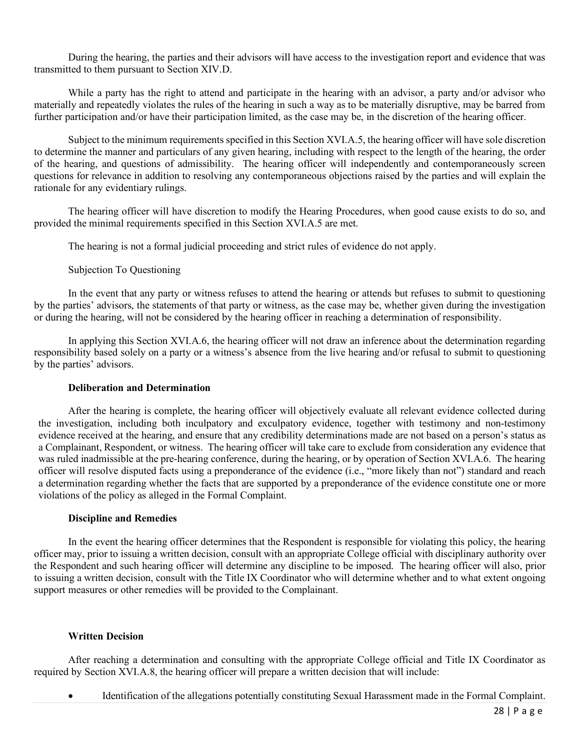During the hearing, the parties and their advisors will have access to the investigation report and evidence that was transmitted to them pursuant to Section XIV.D.

While a party has the right to attend and participate in the hearing with an advisor, a party and/or advisor who materially and repeatedly violates the rules of the hearing in such a way as to be materially disruptive, may be barred from further participation and/or have their participation limited, as the case may be, in the discretion of the hearing officer.

Subject to the minimum requirements specified in this Section XVI.A.5, the hearing officer will have sole discretion to determine the manner and particulars of any given hearing, including with respect to the length of the hearing, the order of the hearing, and questions of admissibility. The hearing officer will independently and contemporaneously screen questions for relevance in addition to resolving any contemporaneous objections raised by the parties and will explain the rationale for any evidentiary rulings.

The hearing officer will have discretion to modify the Hearing Procedures, when good cause exists to do so, and provided the minimal requirements specified in this Section XVI.A.5 are met.

The hearing is not a formal judicial proceeding and strict rules of evidence do not apply.

Subjection To Questioning

In the event that any party or witness refuses to attend the hearing or attends but refuses to submit to questioning by the parties' advisors, the statements of that party or witness, as the case may be, whether given during the investigation or during the hearing, will not be considered by the hearing officer in reaching a determination of responsibility.

In applying this Section XVI.A.6, the hearing officer will not draw an inference about the determination regarding responsibility based solely on a party or a witness's absence from the live hearing and/or refusal to submit to questioning by the parties' advisors.

**Deliberation and Determination**

After the hearing is complete, the hearing officer will objectively evaluate all relevant evidence collected during the investigation, including both inculpatory and exculpatory evidence, together with testimony and non-testimony evidence received at the hearing, and ensure that any credibility determinations made are not based on a person's status as a Complainant, Respondent, or witness. The hearing officer will take care to exclude from consideration any evidence that was ruled inadmissible at the pre-hearing conference, during the hearing, or by operation of Section XVI.A.6. The hearing officer will resolve disputed facts using a preponderance of the evidence (i.e., "more likely than not") standard and reach a determination regarding whether the facts that are supported by a preponderance of the evidence constitute one or more violations of the policy as alleged in the Formal Complaint.

**Discipline and Remedies**

In the event the hearing officer determines that the Respondent is responsible for violating this policy, the hearing officer may, prior to issuing a written decision, consult with an appropriate College official with disciplinary authority over the Respondent and such hearing officer will determine any discipline to be imposed. The hearing officer will also, prior to issuing a written decision, consult with the Title IX Coordinator who will determine whether and to what extent ongoing support measures or other remedies will be provided to the Complainant.

**Written Decision**

After reaching a determination and consulting with the appropriate College official and Title IX Coordinator as required by Section XVI.A.8, the hearing officer will prepare a written decision that will include:

- Identification of the allegations potentially constituting Sexual Harassment made in the Formal Complaint.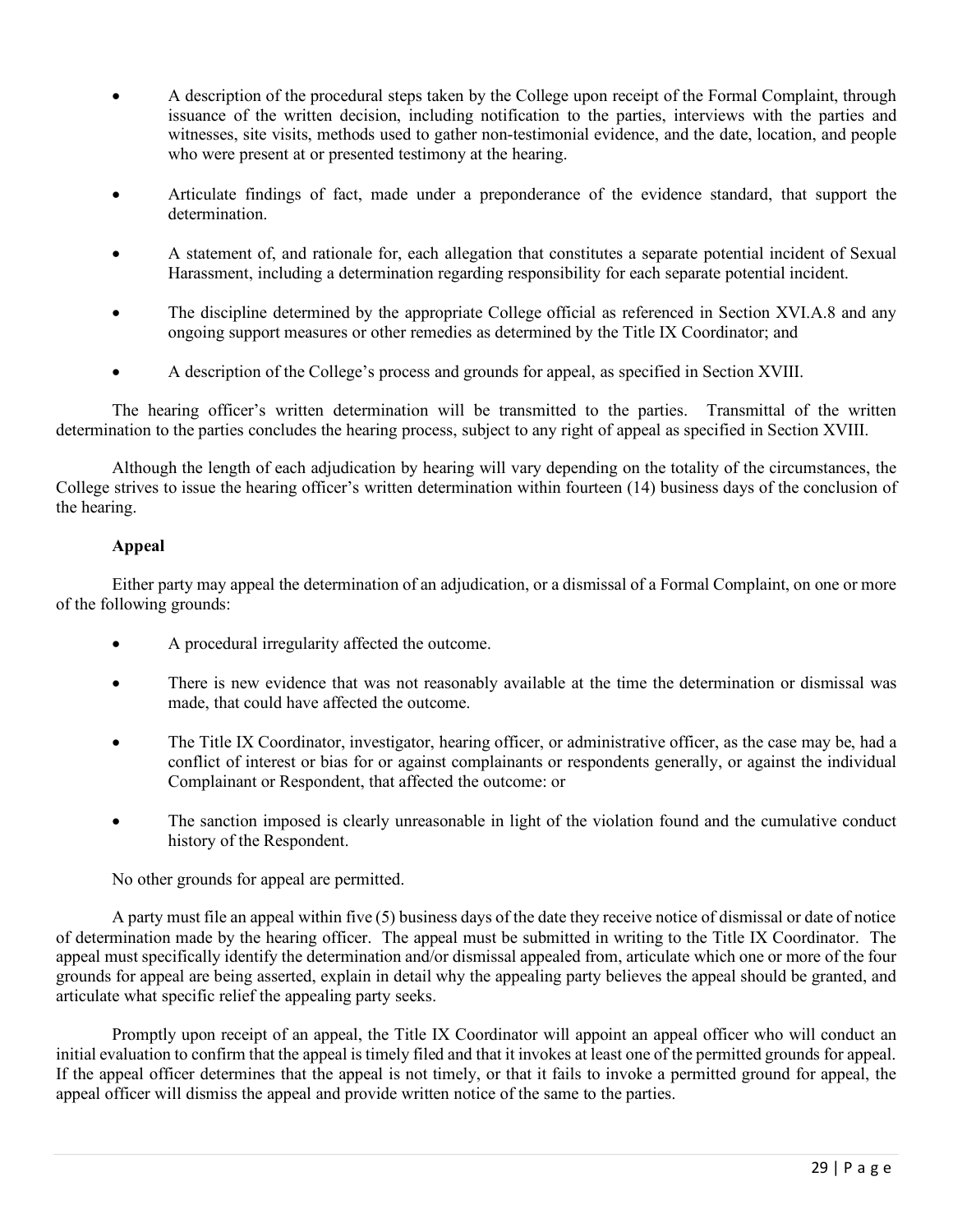- A description of the procedural steps taken by the College upon receipt of the Formal Complaint, through issuance of the written decision, including notification to the parties, interviews with the parties and witnesses, site visits, methods used to gather non-testimonial evidence, and the date, location, and people who were present at or presented testimony at the hearing.

- Articulate findings of fact, made under a preponderance of the evidence standard, that support the determination.

- A statement of, and rationale for, each allegation that constitutes a separate potential incident of Sexual Harassment, including a determination regarding responsibility for each separate potential incident.

- The discipline determined by the appropriate College official as referenced in Section XVI.A.8 and any ongoing support measures or other remedies as determined by the Title IX Coordinator; and

- A description of the College's process and grounds for appeal, as specified in Section XVIII.

The hearing officer's written determination will be transmitted to the parties. Transmittal of the written determination to the parties concludes the hearing process, subject to any right of appeal as specified in Section XVIII.

Although the length of each adjudication by hearing will vary depending on the totality of the circumstances, the College strives to issue the hearing officer's written determination within fourteen (14) business days of the conclusion of the hearing.

**Appeal**

Either party may appeal the determination of an adjudication, or a dismissal of a Formal Complaint, on one or more of the following grounds:

- A procedural irregularity affected the outcome.

- There is new evidence that was not reasonably available at the time the determination or dismissal was made, that could have affected the outcome.

- The Title IX Coordinator, investigator, hearing officer, or administrative officer, as the case may be, had a conflict of interest or bias for or against complainants or respondents generally, or against the individual Complainant or Respondent, that affected the outcome: or

- The sanction imposed is clearly unreasonable in light of the violation found and the cumulative conduct history of the Respondent.

No other grounds for appeal are permitted.

A party must file an appeal within five (5) business days of the date they receive notice of dismissal or date of notice of determination made by the hearing officer. The appeal must be submitted in writing to the Title IX Coordinator. The appeal must specifically identify the determination and/or dismissal appealed from, articulate which one or more of the four grounds for appeal are being asserted, explain in detail why the appealing party believes the appeal should be granted, and articulate what specific relief the appealing party seeks.

Promptly upon receipt of an appeal, the Title IX Coordinator will appoint an appeal officer who will conduct an initial evaluation to confirm that the appeal is timely filed and that it invokes at least one of the permitted grounds for appeal. If the appeal officer determines that the appeal is not timely, or that it fails to invoke a permitted ground for appeal, the appeal officer will dismiss the appeal and provide written notice of the same to the parties.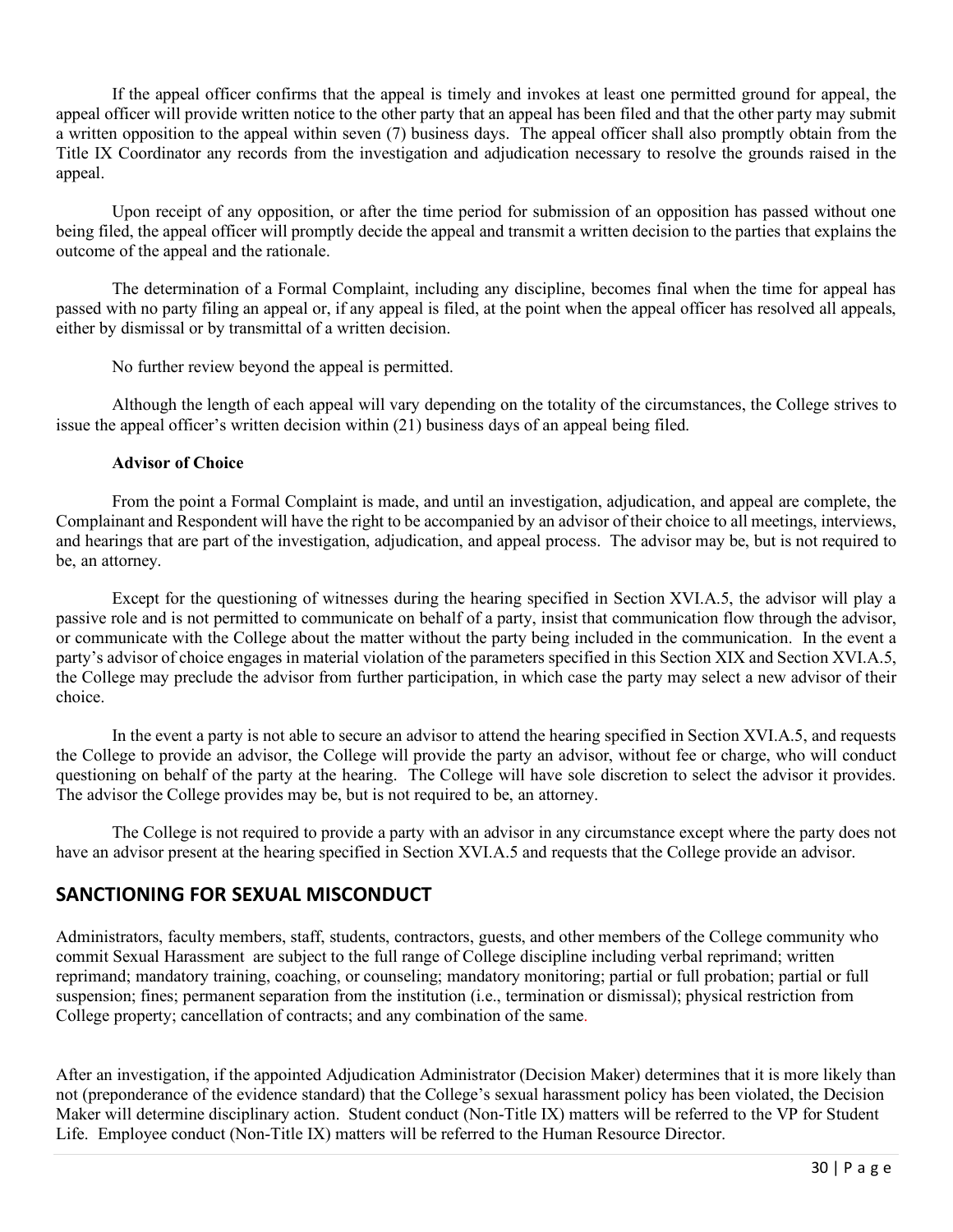If the appeal officer confirms that the appeal is timely and invokes at least one permitted ground for appeal, the appeal officer will provide written notice to the other party that an appeal has been filed and that the other party may submit a written opposition to the appeal within seven (7) business days. The appeal officer shall also promptly obtain from the Title IX Coordinator any records from the investigation and adjudication necessary to resolve the grounds raised in the appeal.

Upon receipt of any opposition, or after the time period for submission of an opposition has passed without one being filed, the appeal officer will promptly decide the appeal and transmit a written decision to the parties that explains the outcome of the appeal and the rationale.

The determination of a Formal Complaint, including any discipline, becomes final when the time for appeal has passed with no party filing an appeal or, if any appeal is filed, at the point when the appeal officer has resolved all appeals, either by dismissal or by transmittal of a written decision.

No further review beyond the appeal is permitted.

Although the length of each appeal will vary depending on the totality of the circumstances, the College strives to issue the appeal officer's written decision within (21) business days of an appeal being filed.

**Advisor of Choice**

From the point a Formal Complaint is made, and until an investigation, adjudication, and appeal are complete, the Complainant and Respondent will have the right to be accompanied by an advisor of their choice to all meetings, interviews, and hearings that are part of the investigation, adjudication, and appeal process. The advisor may be, but is not required to be, an attorney.

Except for the questioning of witnesses during the hearing specified in Section XVI.A.5, the advisor will play a passive role and is not permitted to communicate on behalf of a party, insist that communication flow through the advisor, or communicate with the College about the matter without the party being included in the communication. In the event a party's advisor of choice engages in material violation of the parameters specified in this Section XIX and Section XVI.A.5, the College may preclude the advisor from further participation, in which case the party may select a new advisor of their choice.

In the event a party is not able to secure an advisor to attend the hearing specified in Section XVI.A.5, and requests the College to provide an advisor, the College will provide the party an advisor, without fee or charge, who will conduct questioning on behalf of the party at the hearing. The College will have sole discretion to select the advisor it provides. The advisor the College provides may be, but is not required to be, an attorney.

The College is not required to provide a party with an advisor in any circumstance except where the party does not have an advisor present at the hearing specified in Section XVI.A.5 and requests that the College provide an advisor.

## SANCTIONING FOR SEXUAL MISCONDUCT

Administrators, faculty members, staff, students, contractors, guests, and other members of the College community who commit Sexual Harassment are subject to the full range of College discipline including verbal reprimand; written reprimand; mandatory training, coaching, or counseling; mandatory monitoring; partial or full probation; partial or full suspension; fines; permanent separation from the institution (i.e., termination or dismissal); physical restriction from College property; cancellation of contracts; and any combination of the same.

After an investigation, if the appointed Adjudication Administrator (Decision Maker) determines that it is more likely than not (preponderance of the evidence standard) that the College's sexual harassment policy has been violated, the Decision Maker will determine disciplinary action. Student conduct (Non-Title IX) matters will be referred to the VP for Student Life. Employee conduct (Non-Title IX) matters will be referred to the Human Resource Director.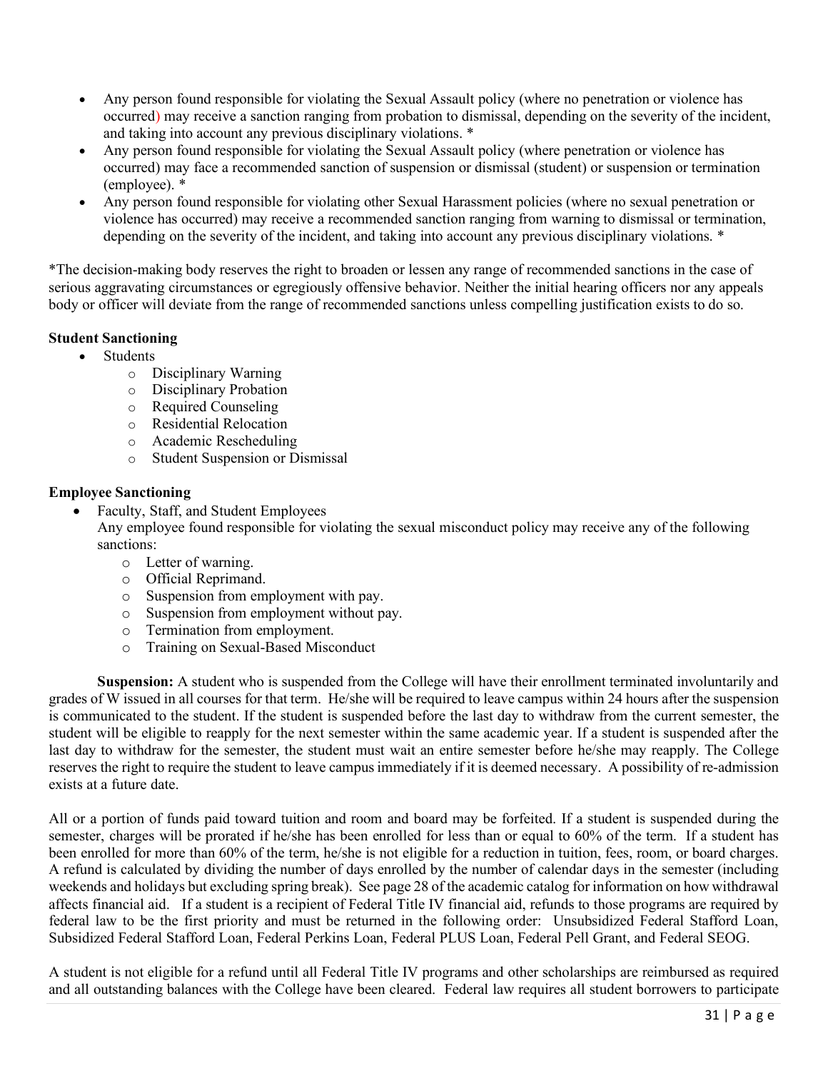- Any person found responsible for violating the Sexual Assault policy (where no penetration or violence has occurred) may receive a sanction ranging from probation to dismissal, depending on the severity of the incident, and taking into account any previous disciplinary violations. *
- Any person found responsible for violating the Sexual Assault policy (where penetration or violence has occurred) may face a recommended sanction of suspension or dismissal (student) or suspension or termination (employee). *
- Any person found responsible for violating other Sexual Harassment policies (where no sexual penetration or violence has occurred) may receive a recommended sanction ranging from warning to dismissal or termination, depending on the severity of the incident, and taking into account any previous disciplinary violations. *

*The decision-making body reserves the right to broaden or lessen any range of recommended sanctions in the case of serious aggravating circumstances or egregiously offensive behavior. Neither the initial hearing officers nor any appeals body or officer will deviate from the range of recommended sanctions unless compelling justification exists to do so.

**Student Sanctioning**

- Students
  - Disciplinary Warning
  - Disciplinary Probation
  - Required Counseling
  - Residential Relocation
  - Academic Rescheduling
  - Student Suspension or Dismissal

**Employee Sanctioning**

- Faculty, Staff, and Student Employees
  Any employee found responsible for violating the sexual misconduct policy may receive any of the following sanctions:
  - Letter of warning.
  - Official Reprimand.
  - Suspension from employment with pay.
  - Suspension from employment without pay.
  - Termination from employment.
  - Training on Sexual-Based Misconduct

**Suspension:** A student who is suspended from the College will have their enrollment terminated involuntarily and grades of W issued in all courses for that term. He/she will be required to leave campus within 24 hours after the suspension is communicated to the student. If the student is suspended before the last day to withdraw from the current semester, the student will be eligible to reapply for the next semester within the same academic year. If a student is suspended after the last day to withdraw for the semester, the student must wait an entire semester before he/she may reapply. The College reserves the right to require the student to leave campus immediately if it is deemed necessary. A possibility of re-admission exists at a future date.

All or a portion of funds paid toward tuition and room and board may be forfeited. If a student is suspended during the semester, charges will be prorated if he/she has been enrolled for less than or equal to 60% of the term. If a student has been enrolled for more than 60% of the term, he/she is not eligible for a reduction in tuition, fees, room, or board charges. A refund is calculated by dividing the number of days enrolled by the number of calendar days in the semester (including weekends and holidays but excluding spring break). See page 28 of the academic catalog for information on how withdrawal affects financial aid. If a student is a recipient of Federal Title IV financial aid, refunds to those programs are required by federal law to be the first priority and must be returned in the following order: Unsubsidized Federal Stafford Loan, Subsidized Federal Stafford Loan, Federal Perkins Loan, Federal PLUS Loan, Federal Pell Grant, and Federal SEOG.

A student is not eligible for a refund until all Federal Title IV programs and other scholarships are reimbursed as required and all outstanding balances with the College have been cleared. Federal law requires all student borrowers to participate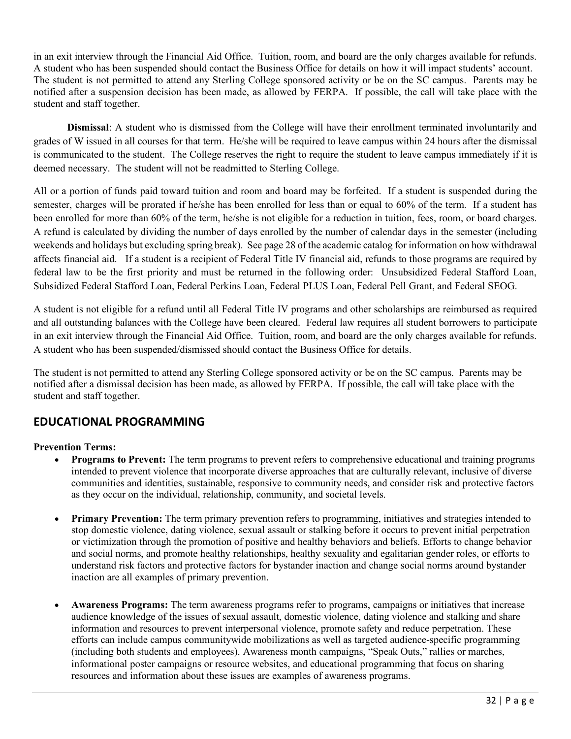in an exit interview through the Financial Aid Office. Tuition, room, and board are the only charges available for refunds. A student who has been suspended should contact the Business Office for details on how it will impact students' account. The student is not permitted to attend any Sterling College sponsored activity or be on the SC campus. Parents may be notified after a suspension decision has been made, as allowed by FERPA. If possible, the call will take place with the student and staff together.

**Dismissal**: A student who is dismissed from the College will have their enrollment terminated involuntarily and grades of W issued in all courses for that term. He/she will be required to leave campus within 24 hours after the dismissal is communicated to the student. The College reserves the right to require the student to leave campus immediately if it is deemed necessary. The student will not be readmitted to Sterling College.

All or a portion of funds paid toward tuition and room and board may be forfeited. If a student is suspended during the semester, charges will be prorated if he/she has been enrolled for less than or equal to 60% of the term. If a student has been enrolled for more than 60% of the term, he/she is not eligible for a reduction in tuition, fees, room, or board charges. A refund is calculated by dividing the number of days enrolled by the number of calendar days in the semester (including weekends and holidays but excluding spring break). See page 28 of the academic catalog for information on how withdrawal affects financial aid. If a student is a recipient of Federal Title IV financial aid, refunds to those programs are required by federal law to be the first priority and must be returned in the following order: Unsubsidized Federal Stafford Loan, Subsidized Federal Stafford Loan, Federal Perkins Loan, Federal PLUS Loan, Federal Pell Grant, and Federal SEOG.

A student is not eligible for a refund until all Federal Title IV programs and other scholarships are reimbursed as required and all outstanding balances with the College have been cleared. Federal law requires all student borrowers to participate in an exit interview through the Financial Aid Office. Tuition, room, and board are the only charges available for refunds. A student who has been suspended/dismissed should contact the Business Office for details.

The student is not permitted to attend any Sterling College sponsored activity or be on the SC campus. Parents may be notified after a dismissal decision has been made, as allowed by FERPA. If possible, the call will take place with the student and staff together.

## EDUCATIONAL PROGRAMMING

**Prevention Terms:**

- **Programs to Prevent:** The term programs to prevent refers to comprehensive educational and training programs intended to prevent violence that incorporate diverse approaches that are culturally relevant, inclusive of diverse communities and identities, sustainable, responsive to community needs, and consider risk and protective factors as they occur on the individual, relationship, community, and societal levels.

- **Primary Prevention:** The term primary prevention refers to programming, initiatives and strategies intended to stop domestic violence, dating violence, sexual assault or stalking before it occurs to prevent initial perpetration or victimization through the promotion of positive and healthy behaviors and beliefs. Efforts to change behavior and social norms, and promote healthy relationships, healthy sexuality and egalitarian gender roles, or efforts to understand risk factors and protective factors for bystander inaction and change social norms around bystander inaction are all examples of primary prevention.

- **Awareness Programs:** The term awareness programs refer to programs, campaigns or initiatives that increase audience knowledge of the issues of sexual assault, domestic violence, dating violence and stalking and share information and resources to prevent interpersonal violence, promote safety and reduce perpetration. These efforts can include campus communitywide mobilizations as well as targeted audience-specific programming (including both students and employees). Awareness month campaigns, "Speak Outs," rallies or marches, informational poster campaigns or resource websites, and educational programming that focus on sharing resources and information about these issues are examples of awareness programs.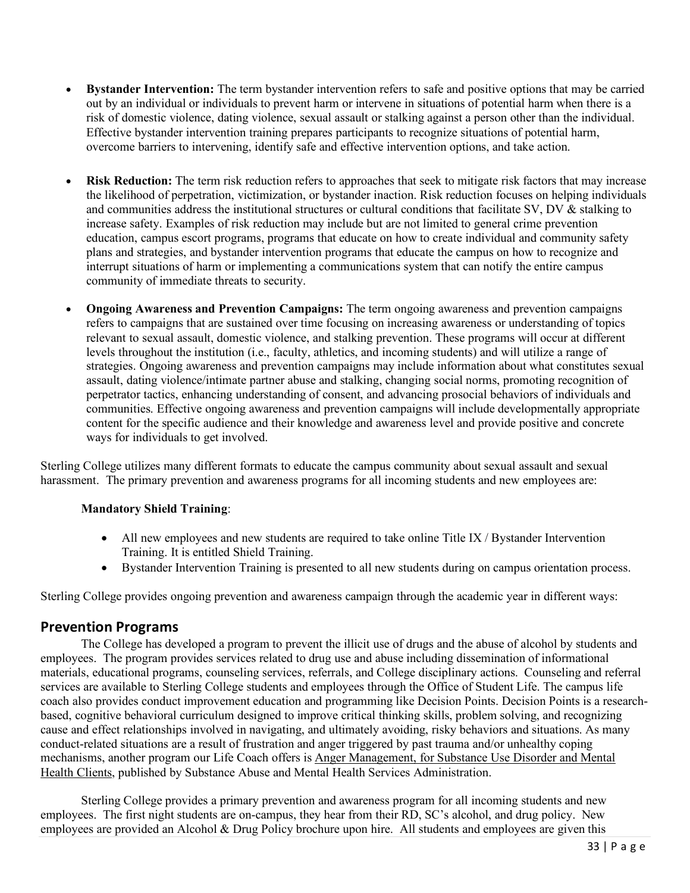- **Bystander Intervention:** The term bystander intervention refers to safe and positive options that may be carried out by an individual or individuals to prevent harm or intervene in situations of potential harm when there is a risk of domestic violence, dating violence, sexual assault or stalking against a person other than the individual. Effective bystander intervention training prepares participants to recognize situations of potential harm, overcome barriers to intervening, identify safe and effective intervention options, and take action.

- **Risk Reduction:** The term risk reduction refers to approaches that seek to mitigate risk factors that may increase the likelihood of perpetration, victimization, or bystander inaction. Risk reduction focuses on helping individuals and communities address the institutional structures or cultural conditions that facilitate SV, DV & stalking to increase safety. Examples of risk reduction may include but are not limited to general crime prevention education, campus escort programs, programs that educate on how to create individual and community safety plans and strategies, and bystander intervention programs that educate the campus on how to recognize and interrupt situations of harm or implementing a communications system that can notify the entire campus community of immediate threats to security.

- **Ongoing Awareness and Prevention Campaigns:** The term ongoing awareness and prevention campaigns refers to campaigns that are sustained over time focusing on increasing awareness or understanding of topics relevant to sexual assault, domestic violence, and stalking prevention. These programs will occur at different levels throughout the institution (i.e., faculty, athletics, and incoming students) and will utilize a range of strategies. Ongoing awareness and prevention campaigns may include information about what constitutes sexual assault, dating violence/intimate partner abuse and stalking, changing social norms, promoting recognition of perpetrator tactics, enhancing understanding of consent, and advancing prosocial behaviors of individuals and communities. Effective ongoing awareness and prevention campaigns will include developmentally appropriate content for the specific audience and their knowledge and awareness level and provide positive and concrete ways for individuals to get involved.

Sterling College utilizes many different formats to educate the campus community about sexual assault and sexual harassment. The primary prevention and awareness programs for all incoming students and new employees are:

**Mandatory Shield Training**:

- All new employees and new students are required to take online Title IX / Bystander Intervention Training. It is entitled Shield Training.
- Bystander Intervention Training is presented to all new students during on campus orientation process.

Sterling College provides ongoing prevention and awareness campaign through the academic year in different ways:

## Prevention Programs

The College has developed a program to prevent the illicit use of drugs and the abuse of alcohol by students and employees. The program provides services related to drug use and abuse including dissemination of informational materials, educational programs, counseling services, referrals, and College disciplinary actions. Counseling and referral services are available to Sterling College students and employees through the Office of Student Life. The campus life coach also provides conduct improvement education and programming like Decision Points. Decision Points is a research-based, cognitive behavioral curriculum designed to improve critical thinking skills, problem solving, and recognizing cause and effect relationships involved in navigating, and ultimately avoiding, risky behaviors and situations. As many conduct-related situations are a result of frustration and anger triggered by past trauma and/or unhealthy coping mechanisms, another program our Life Coach offers is Anger Management, for Substance Use Disorder and Mental Health Clients, published by Substance Abuse and Mental Health Services Administration.

Sterling College provides a primary prevention and awareness program for all incoming students and new employees. The first night students are on-campus, they hear from their RD, SC's alcohol, and drug policy. New employees are provided an Alcohol & Drug Policy brochure upon hire. All students and employees are given this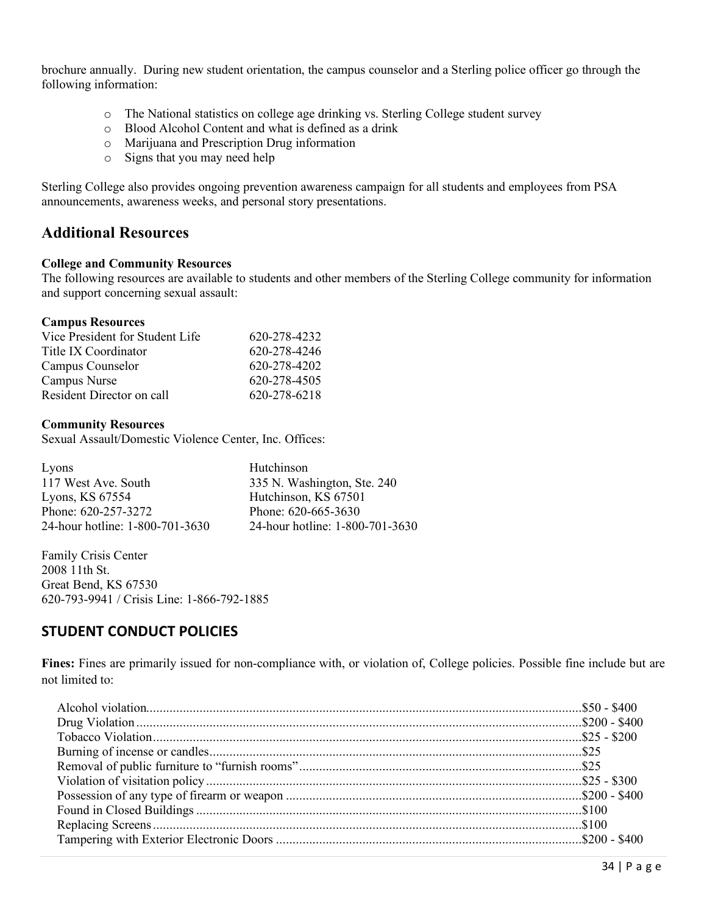brochure annually. During new student orientation, the campus counselor and a Sterling police officer go through the following information:

- The National statistics on college age drinking vs. Sterling College student survey
- Blood Alcohol Content and what is defined as a drink
- Marijuana and Prescription Drug information
- Signs that you may need help

Sterling College also provides ongoing prevention awareness campaign for all students and employees from PSA announcements, awareness weeks, and personal story presentations.

## Additional Resources

**College and Community Resources**

The following resources are available to students and other members of the Sterling College community for information and support concerning sexual assault:

**Campus Resources**

| | |
|---|---|
| Vice President for Student Life | 620-278-4232 |
| Title IX Coordinator | 620-278-4246 |
| Campus Counselor | 620-278-4202 |
| Campus Nurse | 620-278-4505 |
| Resident Director on call | 620-278-6218 |

**Community Resources**

Sexual Assault/Domestic Violence Center, Inc. Offices:

Lyons
117 West Ave. South
Lyons, KS 67554
Phone: 620-257-3272
24-hour hotline: 1-800-701-3630

Hutchinson
335 N. Washington, Ste. 240
Hutchinson, KS 67501
Phone: 620-665-3630
24-hour hotline: 1-800-701-3630

Family Crisis Center
2008 11th St.
Great Bend, KS 67530
620-793-9941 / Crisis Line: 1-866-792-1885

## STUDENT CONDUCT POLICIES

**Fines:** Fines are primarily issued for non-compliance with, or violation of, College policies. Possible fine include but are not limited to:

| | |
|---|---|
| Alcohol violation | $50 - $400 |
| Drug Violation | $200 - $400 |
| Tobacco Violation | $25 - $200 |
| Burning of incense or candles | $25 |
| Removal of public furniture to "furnish rooms" | $25 |
| Violation of visitation policy | $25 - $300 |
| Possession of any type of firearm or weapon | $200 - $400 |
| Found in Closed Buildings | $100 |
| Replacing Screens | $100 |
| Tampering with Exterior Electronic Doors | $200 - $400 |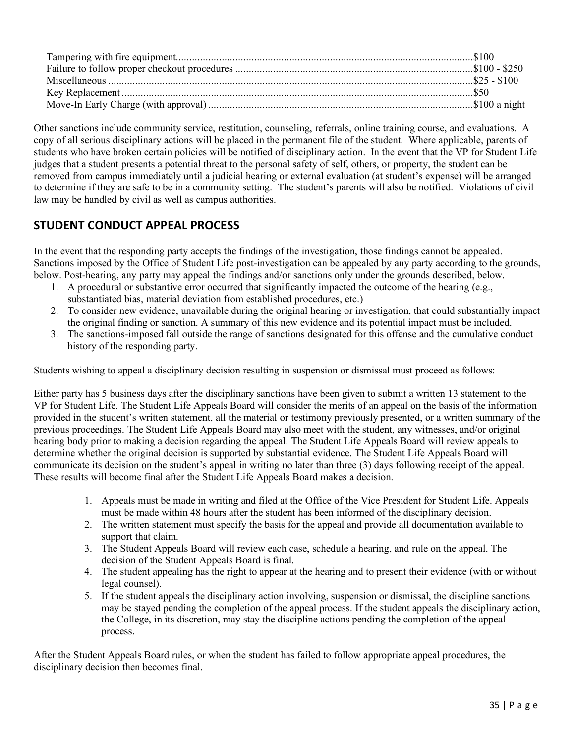Tampering with fire equipment...........................................................................................................$100
Failure to follow proper checkout procedures .......................................................................................$100 - $250
Miscellaneous ......................................................................................................................................$25 - $100
Key Replacement .................................................................................................................................$50
Move-In Early Charge (with approval) .................................................................................................$100 a night

Other sanctions include community service, restitution, counseling, referrals, online training course, and evaluations. A copy of all serious disciplinary actions will be placed in the permanent file of the student. Where applicable, parents of students who have broken certain policies will be notified of disciplinary action. In the event that the VP for Student Life judges that a student presents a potential threat to the personal safety of self, others, or property, the student can be removed from campus immediately until a judicial hearing or external evaluation (at student's expense) will be arranged to determine if they are safe to be in a community setting. The student's parents will also be notified. Violations of civil law may be handled by civil as well as campus authorities.

## STUDENT CONDUCT APPEAL PROCESS

In the event that the responding party accepts the findings of the investigation, those findings cannot be appealed. Sanctions imposed by the Office of Student Life post-investigation can be appealed by any party according to the grounds, below. Post-hearing, any party may appeal the findings and/or sanctions only under the grounds described, below.

1. A procedural or substantive error occurred that significantly impacted the outcome of the hearing (e.g., substantiated bias, material deviation from established procedures, etc.)
2. To consider new evidence, unavailable during the original hearing or investigation, that could substantially impact the original finding or sanction. A summary of this new evidence and its potential impact must be included.
3. The sanctions-imposed fall outside the range of sanctions designated for this offense and the cumulative conduct history of the responding party.

Students wishing to appeal a disciplinary decision resulting in suspension or dismissal must proceed as follows:

Either party has 5 business days after the disciplinary sanctions have been given to submit a written 13 statement to the VP for Student Life. The Student Life Appeals Board will consider the merits of an appeal on the basis of the information provided in the student's written statement, all the material or testimony previously presented, or a written summary of the previous proceedings. The Student Life Appeals Board may also meet with the student, any witnesses, and/or original hearing body prior to making a decision regarding the appeal. The Student Life Appeals Board will review appeals to determine whether the original decision is supported by substantial evidence. The Student Life Appeals Board will communicate its decision on the student's appeal in writing no later than three (3) days following receipt of the appeal. These results will become final after the Student Life Appeals Board makes a decision.

1. Appeals must be made in writing and filed at the Office of the Vice President for Student Life. Appeals must be made within 48 hours after the student has been informed of the disciplinary decision.
2. The written statement must specify the basis for the appeal and provide all documentation available to support that claim.
3. The Student Appeals Board will review each case, schedule a hearing, and rule on the appeal. The decision of the Student Appeals Board is final.
4. The student appealing has the right to appear at the hearing and to present their evidence (with or without legal counsel).
5. If the student appeals the disciplinary action involving, suspension or dismissal, the discipline sanctions may be stayed pending the completion of the appeal process. If the student appeals the disciplinary action, the College, in its discretion, may stay the discipline actions pending the completion of the appeal process.

After the Student Appeals Board rules, or when the student has failed to follow appropriate appeal procedures, the disciplinary decision then becomes final.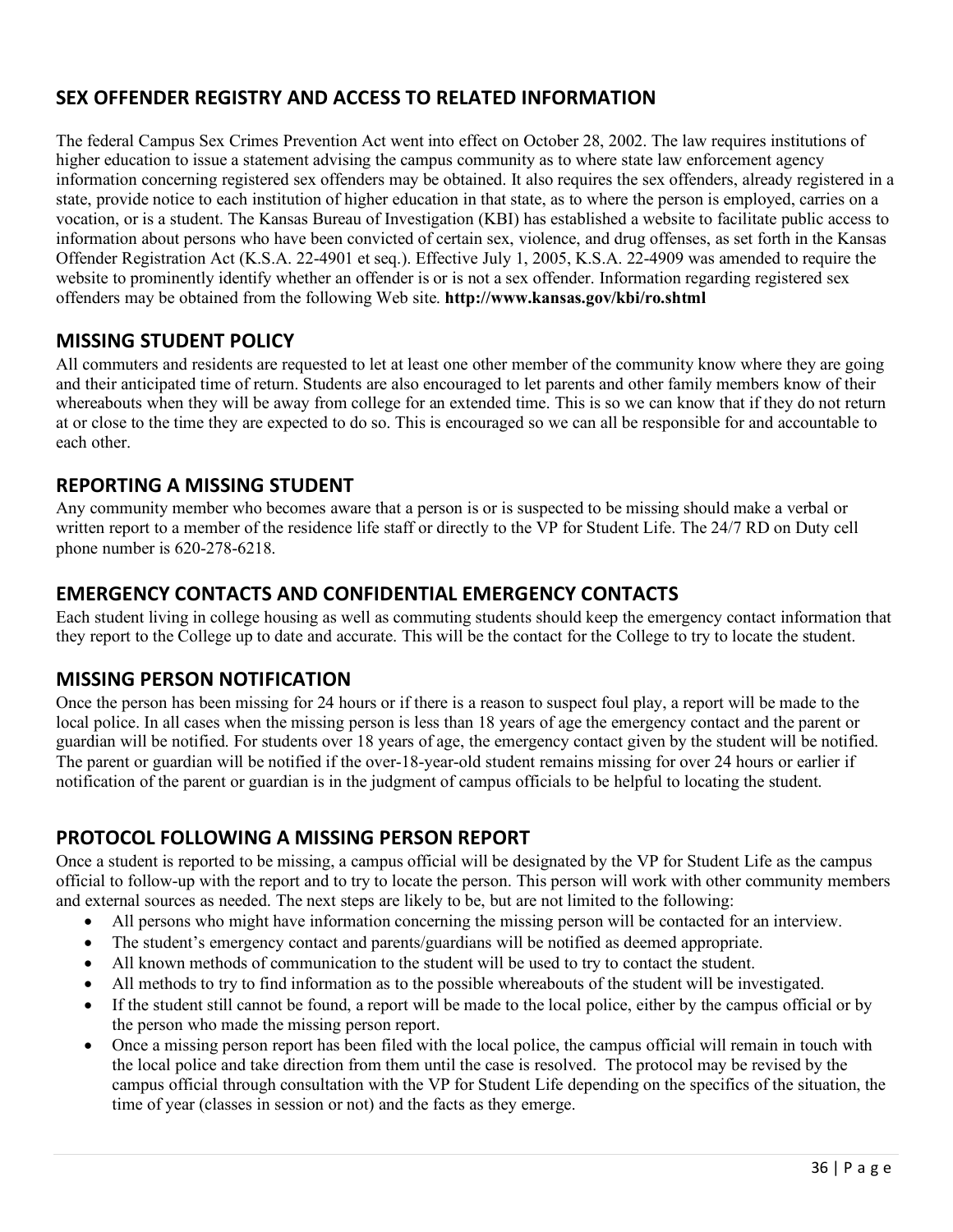## SEX OFFENDER REGISTRY AND ACCESS TO RELATED INFORMATION

The federal Campus Sex Crimes Prevention Act went into effect on October 28, 2002. The law requires institutions of higher education to issue a statement advising the campus community as to where state law enforcement agency information concerning registered sex offenders may be obtained. It also requires the sex offenders, already registered in a state, provide notice to each institution of higher education in that state, as to where the person is employed, carries on a vocation, or is a student. The Kansas Bureau of Investigation (KBI) has established a website to facilitate public access to information about persons who have been convicted of certain sex, violence, and drug offenses, as set forth in the Kansas Offender Registration Act (K.S.A. 22-4901 et seq.). Effective July 1, 2005, K.S.A. 22-4909 was amended to require the website to prominently identify whether an offender is or is not a sex offender. Information regarding registered sex offenders may be obtained from the following Web site. **http://www.kansas.gov/kbi/ro.shtml**

## MISSING STUDENT POLICY

All commuters and residents are requested to let at least one other member of the community know where they are going and their anticipated time of return. Students are also encouraged to let parents and other family members know of their whereabouts when they will be away from college for an extended time. This is so we can know that if they do not return at or close to the time they are expected to do so. This is encouraged so we can all be responsible for and accountable to each other.

## REPORTING A MISSING STUDENT

Any community member who becomes aware that a person is or is suspected to be missing should make a verbal or written report to a member of the residence life staff or directly to the VP for Student Life. The 24/7 RD on Duty cell phone number is 620-278-6218.

## EMERGENCY CONTACTS AND CONFIDENTIAL EMERGENCY CONTACTS

Each student living in college housing as well as commuting students should keep the emergency contact information that they report to the College up to date and accurate. This will be the contact for the College to try to locate the student.

## MISSING PERSON NOTIFICATION

Once the person has been missing for 24 hours or if there is a reason to suspect foul play, a report will be made to the local police. In all cases when the missing person is less than 18 years of age the emergency contact and the parent or guardian will be notified. For students over 18 years of age, the emergency contact given by the student will be notified. The parent or guardian will be notified if the over-18-year-old student remains missing for over 24 hours or earlier if notification of the parent or guardian is in the judgment of campus officials to be helpful to locating the student.

## PROTOCOL FOLLOWING A MISSING PERSON REPORT

Once a student is reported to be missing, a campus official will be designated by the VP for Student Life as the campus official to follow-up with the report and to try to locate the person. This person will work with other community members and external sources as needed. The next steps are likely to be, but are not limited to the following:

- All persons who might have information concerning the missing person will be contacted for an interview.
- The student's emergency contact and parents/guardians will be notified as deemed appropriate.
- All known methods of communication to the student will be used to try to contact the student.
- All methods to try to find information as to the possible whereabouts of the student will be investigated.
- If the student still cannot be found, a report will be made to the local police, either by the campus official or by the person who made the missing person report.
- Once a missing person report has been filed with the local police, the campus official will remain in touch with the local police and take direction from them until the case is resolved. The protocol may be revised by the campus official through consultation with the VP for Student Life depending on the specifics of the situation, the time of year (classes in session or not) and the facts as they emerge.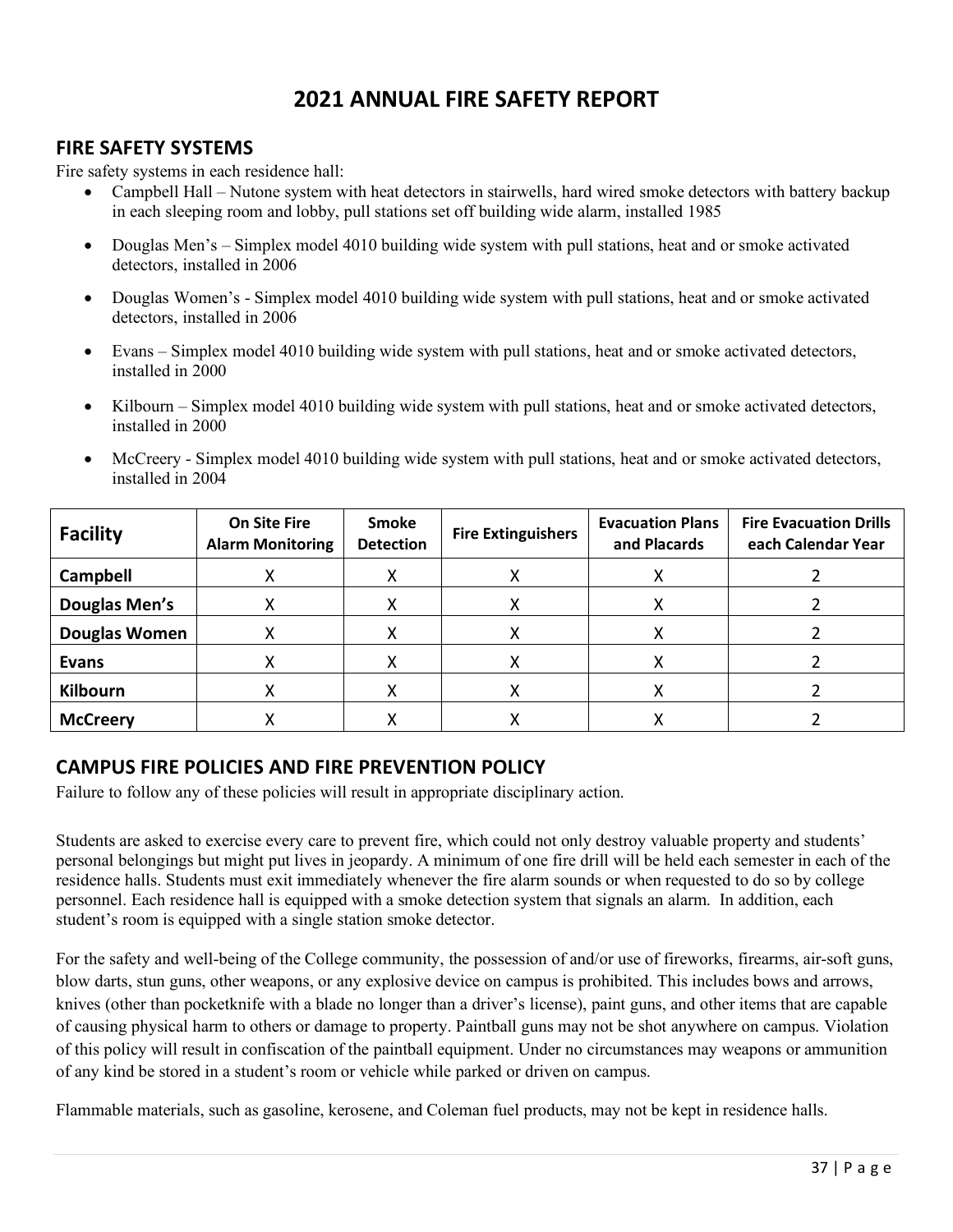# 2021 ANNUAL FIRE SAFETY REPORT

## FIRE SAFETY SYSTEMS

Fire safety systems in each residence hall:

- Campbell Hall – Nutone system with heat detectors in stairwells, hard wired smoke detectors with battery backup in each sleeping room and lobby, pull stations set off building wide alarm, installed 1985
- Douglas Men's – Simplex model 4010 building wide system with pull stations, heat and or smoke activated detectors, installed in 2006
- Douglas Women's - Simplex model 4010 building wide system with pull stations, heat and or smoke activated detectors, installed in 2006
- Evans – Simplex model 4010 building wide system with pull stations, heat and or smoke activated detectors, installed in 2000
- Kilbourn – Simplex model 4010 building wide system with pull stations, heat and or smoke activated detectors, installed in 2000
- McCreery - Simplex model 4010 building wide system with pull stations, heat and or smoke activated detectors, installed in 2004

| Facility | On Site Fire Alarm Monitoring | Smoke Detection | Fire Extinguishers | Evacuation Plans and Placards | Fire Evacuation Drills each Calendar Year |
|---|---|---|---|---|---|
| **Campbell** | X | X | X | X | 2 |
| **Douglas Men's** | X | X | X | X | 2 |
| **Douglas Women** | X | X | X | X | 2 |
| **Evans** | X | X | X | X | 2 |
| **Kilbourn** | X | X | X | X | 2 |
| **McCreery** | X | X | X | X | 2 |

## CAMPUS FIRE POLICIES AND FIRE PREVENTION POLICY

Failure to follow any of these policies will result in appropriate disciplinary action.

Students are asked to exercise every care to prevent fire, which could not only destroy valuable property and students' personal belongings but might put lives in jeopardy. A minimum of one fire drill will be held each semester in each of the residence halls. Students must exit immediately whenever the fire alarm sounds or when requested to do so by college personnel. Each residence hall is equipped with a smoke detection system that signals an alarm. In addition, each student's room is equipped with a single station smoke detector.

For the safety and well-being of the College community, the possession of and/or use of fireworks, firearms, air-soft guns, blow darts, stun guns, other weapons, or any explosive device on campus is prohibited. This includes bows and arrows, knives (other than pocketknife with a blade no longer than a driver's license), paint guns, and other items that are capable of causing physical harm to others or damage to property. Paintball guns may not be shot anywhere on campus. Violation of this policy will result in confiscation of the paintball equipment. Under no circumstances may weapons or ammunition of any kind be stored in a student's room or vehicle while parked or driven on campus.

Flammable materials, such as gasoline, kerosene, and Coleman fuel products, may not be kept in residence halls.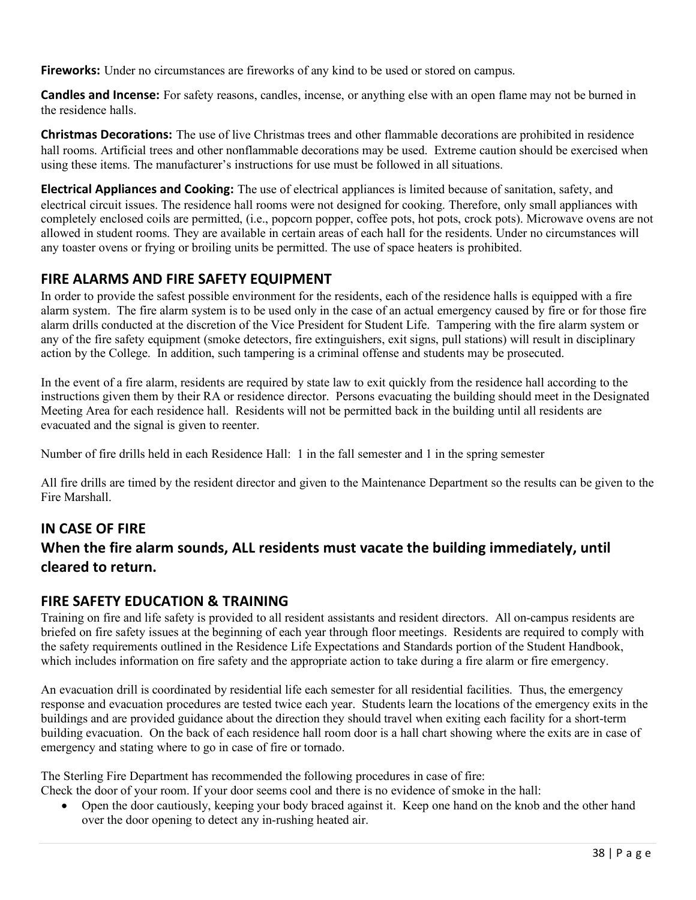**Fireworks:** Under no circumstances are fireworks of any kind to be used or stored on campus.

**Candles and Incense:** For safety reasons, candles, incense, or anything else with an open flame may not be burned in the residence halls.

**Christmas Decorations:** The use of live Christmas trees and other flammable decorations are prohibited in residence hall rooms. Artificial trees and other nonflammable decorations may be used. Extreme caution should be exercised when using these items. The manufacturer's instructions for use must be followed in all situations.

**Electrical Appliances and Cooking:** The use of electrical appliances is limited because of sanitation, safety, and electrical circuit issues. The residence hall rooms were not designed for cooking. Therefore, only small appliances with completely enclosed coils are permitted, (i.e., popcorn popper, coffee pots, hot pots, crock pots). Microwave ovens are not allowed in student rooms. They are available in certain areas of each hall for the residents. Under no circumstances will any toaster ovens or frying or broiling units be permitted. The use of space heaters is prohibited.

## FIRE ALARMS AND FIRE SAFETY EQUIPMENT

In order to provide the safest possible environment for the residents, each of the residence halls is equipped with a fire alarm system. The fire alarm system is to be used only in the case of an actual emergency caused by fire or for those fire alarm drills conducted at the discretion of the Vice President for Student Life. Tampering with the fire alarm system or any of the fire safety equipment (smoke detectors, fire extinguishers, exit signs, pull stations) will result in disciplinary action by the College. In addition, such tampering is a criminal offense and students may be prosecuted.

In the event of a fire alarm, residents are required by state law to exit quickly from the residence hall according to the instructions given them by their RA or residence director. Persons evacuating the building should meet in the Designated Meeting Area for each residence hall. Residents will not be permitted back in the building until all residents are evacuated and the signal is given to reenter.

Number of fire drills held in each Residence Hall: 1 in the fall semester and 1 in the spring semester

All fire drills are timed by the resident director and given to the Maintenance Department so the results can be given to the Fire Marshall.

## IN CASE OF FIRE

## When the fire alarm sounds, ALL residents must vacate the building immediately, until cleared to return.

## FIRE SAFETY EDUCATION & TRAINING

Training on fire and life safety is provided to all resident assistants and resident directors. All on-campus residents are briefed on fire safety issues at the beginning of each year through floor meetings. Residents are required to comply with the safety requirements outlined in the Residence Life Expectations and Standards portion of the Student Handbook, which includes information on fire safety and the appropriate action to take during a fire alarm or fire emergency.

An evacuation drill is coordinated by residential life each semester for all residential facilities. Thus, the emergency response and evacuation procedures are tested twice each year. Students learn the locations of the emergency exits in the buildings and are provided guidance about the direction they should travel when exiting each facility for a short-term building evacuation. On the back of each residence hall room door is a hall chart showing where the exits are in case of emergency and stating where to go in case of fire or tornado.

The Sterling Fire Department has recommended the following procedures in case of fire:
Check the door of your room. If your door seems cool and there is no evidence of smoke in the hall:

- Open the door cautiously, keeping your body braced against it. Keep one hand on the knob and the other hand over the door opening to detect any in-rushing heated air.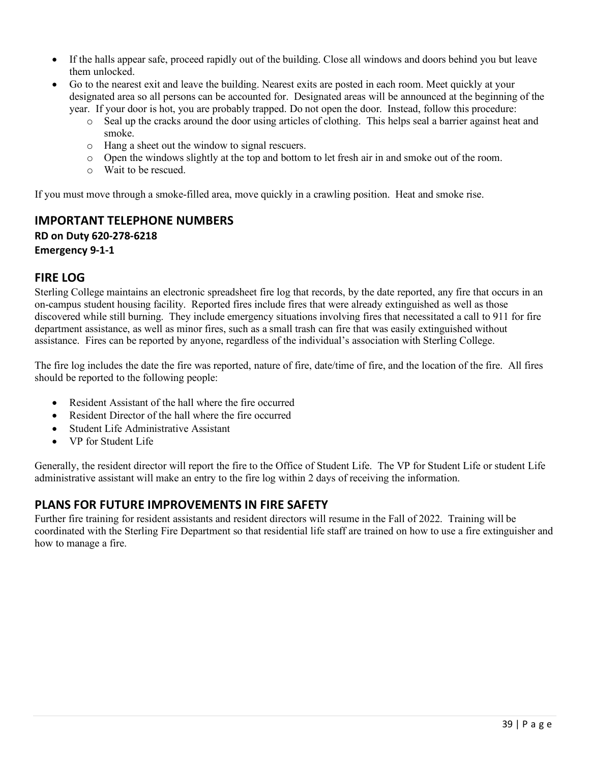- If the halls appear safe, proceed rapidly out of the building. Close all windows and doors behind you but leave them unlocked.
- Go to the nearest exit and leave the building. Nearest exits are posted in each room. Meet quickly at your designated area so all persons can be accounted for. Designated areas will be announced at the beginning of the year. If your door is hot, you are probably trapped. Do not open the door. Instead, follow this procedure:
    - Seal up the cracks around the door using articles of clothing. This helps seal a barrier against heat and smoke.
    - Hang a sheet out the window to signal rescuers.
    - Open the windows slightly at the top and bottom to let fresh air in and smoke out of the room.
    - Wait to be rescued.

If you must move through a smoke-filled area, move quickly in a crawling position. Heat and smoke rise.

## IMPORTANT TELEPHONE NUMBERS

**RD on Duty 620-278-6218**
**Emergency 9-1-1**

## FIRE LOG

Sterling College maintains an electronic spreadsheet fire log that records, by the date reported, any fire that occurs in an on-campus student housing facility. Reported fires include fires that were already extinguished as well as those discovered while still burning. They include emergency situations involving fires that necessitated a call to 911 for fire department assistance, as well as minor fires, such as a small trash can fire that was easily extinguished without assistance. Fires can be reported by anyone, regardless of the individual's association with Sterling College.

The fire log includes the date the fire was reported, nature of fire, date/time of fire, and the location of the fire. All fires should be reported to the following people:

- Resident Assistant of the hall where the fire occurred
- Resident Director of the hall where the fire occurred
- Student Life Administrative Assistant
- VP for Student Life

Generally, the resident director will report the fire to the Office of Student Life. The VP for Student Life or student Life administrative assistant will make an entry to the fire log within 2 days of receiving the information.

## PLANS FOR FUTURE IMPROVEMENTS IN FIRE SAFETY

Further fire training for resident assistants and resident directors will resume in the Fall of 2022. Training will be coordinated with the Sterling Fire Department so that residential life staff are trained on how to use a fire extinguisher and how to manage a fire.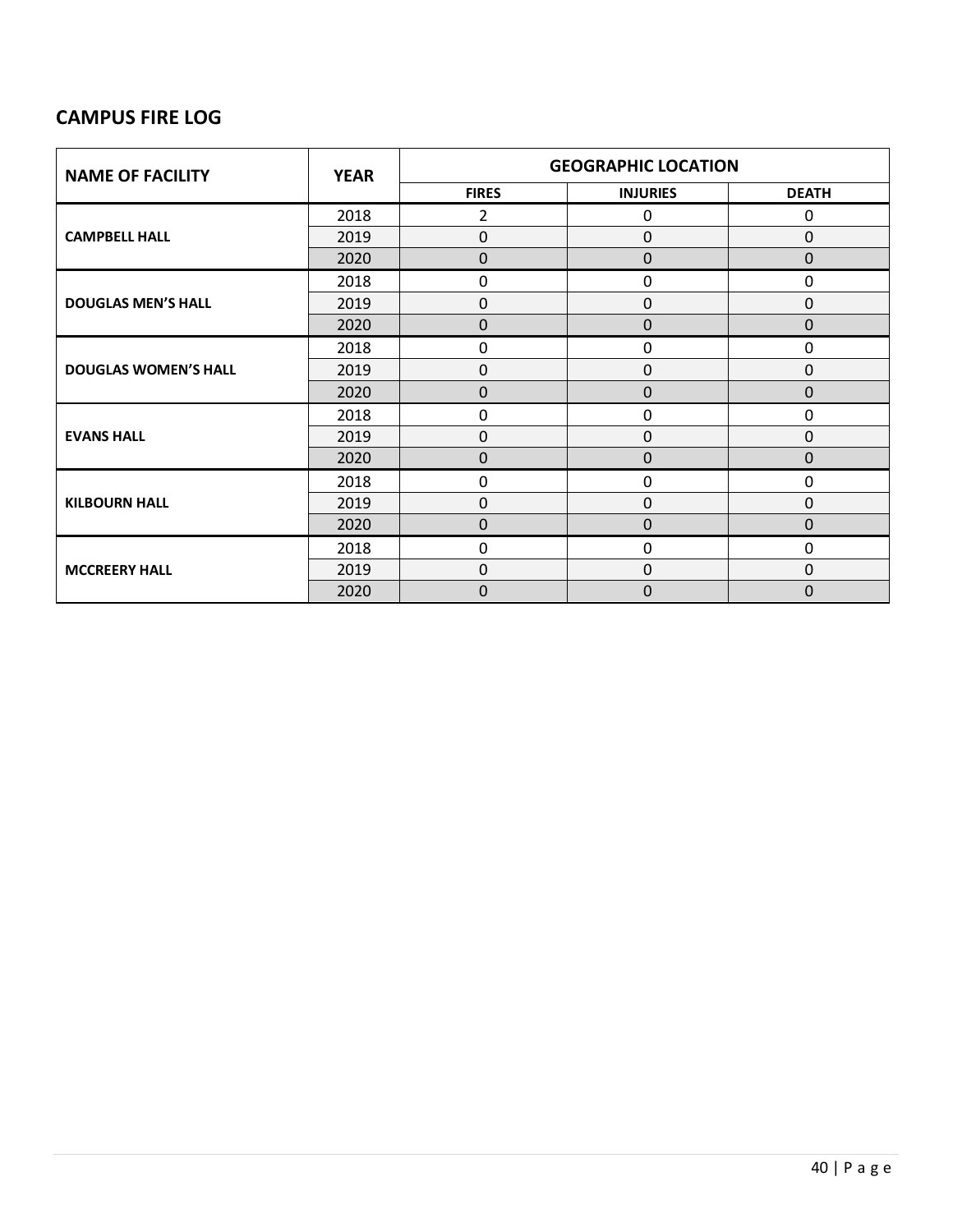## CAMPUS FIRE LOG

| NAME OF FACILITY | YEAR | GEOGRAPHIC LOCATION | | |
|---|---|---|---|---|
| | | FIRES | INJURIES | DEATH |
| CAMPBELL HALL | 2018 | 2 | 0 | 0 |
| | 2019 | 0 | 0 | 0 |
| | 2020 | 0 | 0 | 0 |
| DOUGLAS MEN'S HALL | 2018 | 0 | 0 | 0 |
| | 2019 | 0 | 0 | 0 |
| | 2020 | 0 | 0 | 0 |
| DOUGLAS WOMEN'S HALL | 2018 | 0 | 0 | 0 |
| | 2019 | 0 | 0 | 0 |
| | 2020 | 0 | 0 | 0 |
| EVANS HALL | 2018 | 0 | 0 | 0 |
| | 2019 | 0 | 0 | 0 |
| | 2020 | 0 | 0 | 0 |
| KILBOURN HALL | 2018 | 0 | 0 | 0 |
| | 2019 | 0 | 0 | 0 |
| | 2020 | 0 | 0 | 0 |
| MCCREERY HALL | 2018 | 0 | 0 | 0 |
| | 2019 | 0 | 0 | 0 |
| | 2020 | 0 | 0 | 0 |